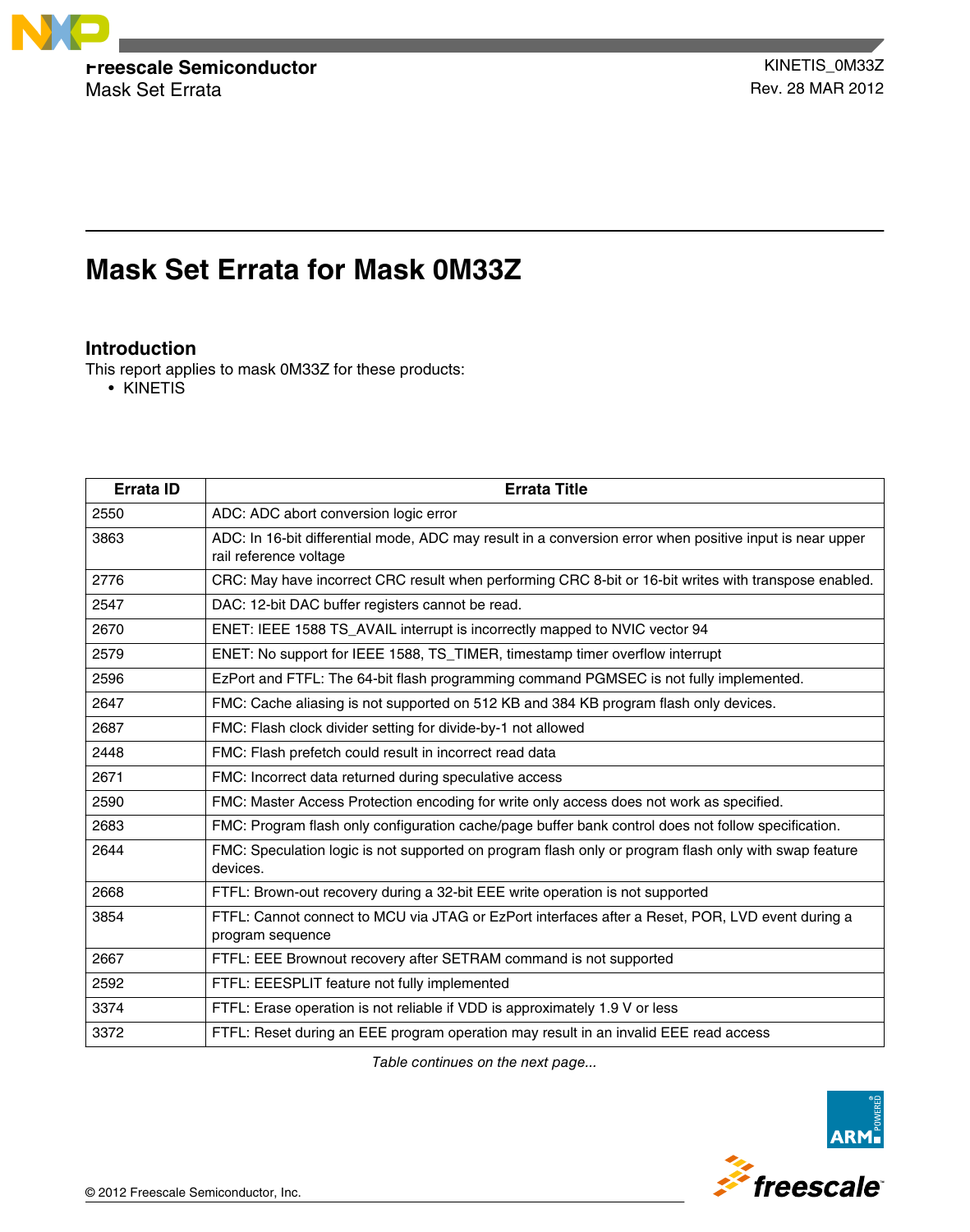Freescale Semiconductor
Mask Set Errata

KINETIS_0M33Z
Rev. 28 MAR 2012

# Mask Set Errata for Mask 0M33Z

## Introduction

This report applies to mask 0M33Z for these products:

- KINETIS

| Errata ID | Errata Title |
|---|---|
| 2550 | ADC: ADC abort conversion logic error |
| 3863 | ADC: In 16-bit differential mode, ADC may result in a conversion error when positive input is near upper rail reference voltage |
| 2776 | CRC: May have incorrect CRC result when performing CRC 8-bit or 16-bit writes with transpose enabled. |
| 2547 | DAC: 12-bit DAC buffer registers cannot be read. |
| 2670 | ENET: IEEE 1588 TS_AVAIL interrupt is incorrectly mapped to NVIC vector 94 |
| 2579 | ENET: No support for IEEE 1588, TS_TIMER, timestamp timer overflow interrupt |
| 2596 | EzPort and FTFL: The 64-bit flash programming command PGMSEC is not fully implemented. |
| 2647 | FMC: Cache aliasing is not supported on 512 KB and 384 KB program flash only devices. |
| 2687 | FMC: Flash clock divider setting for divide-by-1 not allowed |
| 2448 | FMC: Flash prefetch could result in incorrect read data |
| 2671 | FMC: Incorrect data returned during speculative access |
| 2590 | FMC: Master Access Protection encoding for write only access does not work as specified. |
| 2683 | FMC: Program flash only configuration cache/page buffer bank control does not follow specification. |
| 2644 | FMC: Speculation logic is not supported on program flash only or program flash only with swap feature devices. |
| 2668 | FTFL: Brown-out recovery during a 32-bit EEE write operation is not supported |
| 3854 | FTFL: Cannot connect to MCU via JTAG or EzPort interfaces after a Reset, POR, LVD event during a program sequence |
| 2667 | FTFL: EEE Brownout recovery after SETRAM command is not supported |
| 2592 | FTFL: EEESPLIT feature not fully implemented |
| 3374 | FTFL: Erase operation is not reliable if VDD is approximately 1.9 V or less |
| 3372 | FTFL: Reset during an EEE program operation may result in an invalid EEE read access |

*Table continues on the next page...*

© 2012 Freescale Semiconductor, Inc.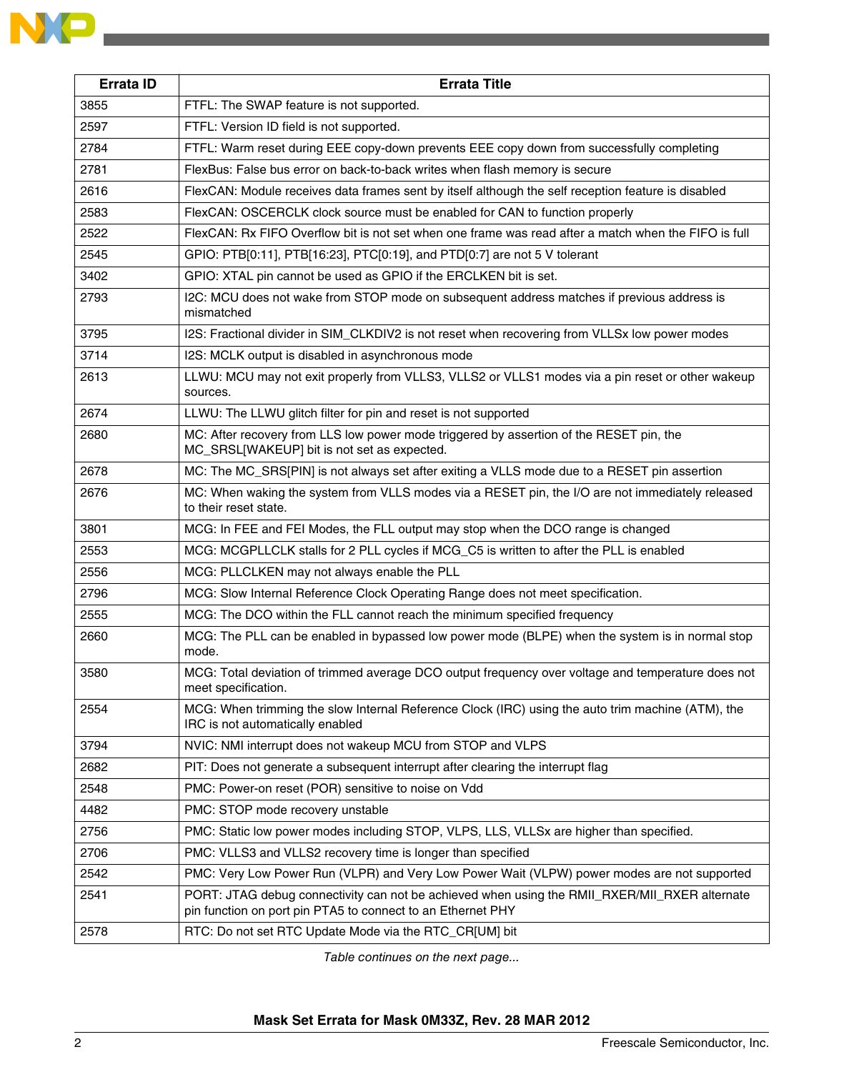| Errata ID | Errata Title |
|---|---|
| 3855 | FTFL: The SWAP feature is not supported. |
| 2597 | FTFL: Version ID field is not supported. |
| 2784 | FTFL: Warm reset during EEE copy-down prevents EEE copy down from successfully completing |
| 2781 | FlexBus: False bus error on back-to-back writes when flash memory is secure |
| 2616 | FlexCAN: Module receives data frames sent by itself although the self reception feature is disabled |
| 2583 | FlexCAN: OSCERCLK clock source must be enabled for CAN to function properly |
| 2522 | FlexCAN: Rx FIFO Overflow bit is not set when one frame was read after a match when the FIFO is full |
| 2545 | GPIO: PTB[0:11], PTB[16:23], PTC[0:19], and PTD[0:7] are not 5 V tolerant |
| 3402 | GPIO: XTAL pin cannot be used as GPIO if the ERCLKEN bit is set. |
| 2793 | I2C: MCU does not wake from STOP mode on subsequent address matches if previous address is mismatched |
| 3795 | I2S: Fractional divider in SIM_CLKDIV2 is not reset when recovering from VLLSx low power modes |
| 3714 | I2S: MCLK output is disabled in asynchronous mode |
| 2613 | LLWU: MCU may not exit properly from VLLS3, VLLS2 or VLLS1 modes via a pin reset or other wakeup sources. |
| 2674 | LLWU: The LLWU glitch filter for pin and reset is not supported |
| 2680 | MC: After recovery from LLS low power mode triggered by assertion of the RESET pin, the MC_SRSL[WAKEUP] bit is not set as expected. |
| 2678 | MC: The MC_SRS[PIN] is not always set after exiting a VLLS mode due to a RESET pin assertion |
| 2676 | MC: When waking the system from VLLS modes via a RESET pin, the I/O are not immediately released to their reset state. |
| 3801 | MCG: In FEE and FEI Modes, the FLL output may stop when the DCO range is changed |
| 2553 | MCG: MCGPLLCLK stalls for 2 PLL cycles if MCG_C5 is written to after the PLL is enabled |
| 2556 | MCG: PLLCLKEN may not always enable the PLL |
| 2796 | MCG: Slow Internal Reference Clock Operating Range does not meet specification. |
| 2555 | MCG: The DCO within the FLL cannot reach the minimum specified frequency |
| 2660 | MCG: The PLL can be enabled in bypassed low power mode (BLPE) when the system is in normal stop mode. |
| 3580 | MCG: Total deviation of trimmed average DCO output frequency over voltage and temperature does not meet specification. |
| 2554 | MCG: When trimming the slow Internal Reference Clock (IRC) using the auto trim machine (ATM), the IRC is not automatically enabled |
| 3794 | NVIC: NMI interrupt does not wakeup MCU from STOP and VLPS |
| 2682 | PIT: Does not generate a subsequent interrupt after clearing the interrupt flag |
| 2548 | PMC: Power-on reset (POR) sensitive to noise on Vdd |
| 4482 | PMC: STOP mode recovery unstable |
| 2756 | PMC: Static low power modes including STOP, VLPS, LLS, VLLSx are higher than specified. |
| 2706 | PMC: VLLS3 and VLLS2 recovery time is longer than specified |
| 2542 | PMC: Very Low Power Run (VLPR) and Very Low Power Wait (VLPW) power modes are not supported |
| 2541 | PORT: JTAG debug connectivity can not be achieved when using the RMII_RXER/MII_RXER alternate pin function on port pin PTA5 to connect to an Ethernet PHY |
| 2578 | RTC: Do not set RTC Update Mode via the RTC_CR[UM] bit |

*Table continues on the next page...*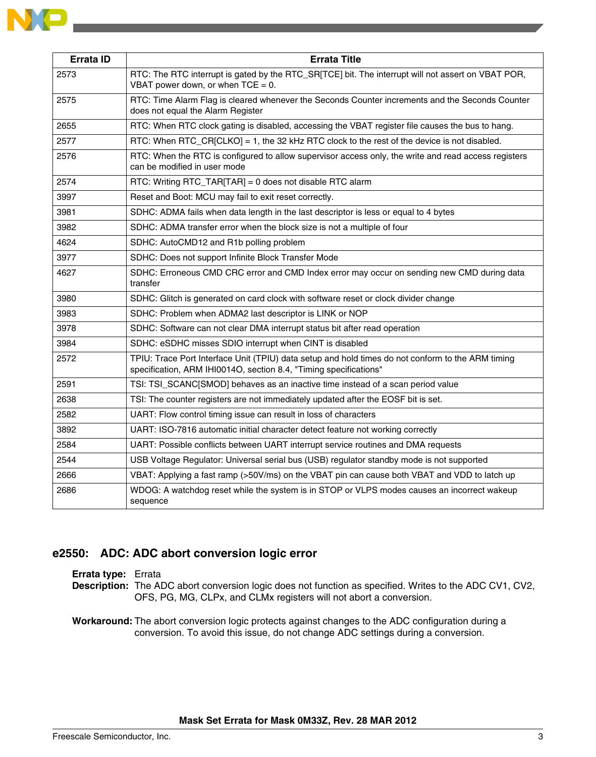| Errata ID | Errata Title |
|---|---|
| 2573 | RTC: The RTC interrupt is gated by the RTC_SR[TCE] bit. The interrupt will not assert on VBAT POR, VBAT power down, or when TCE = 0. |
| 2575 | RTC: Time Alarm Flag is cleared whenever the Seconds Counter increments and the Seconds Counter does not equal the Alarm Register |
| 2655 | RTC: When RTC clock gating is disabled, accessing the VBAT register file causes the bus to hang. |
| 2577 | RTC: When RTC_CR[CLKO] = 1, the 32 kHz RTC clock to the rest of the device is not disabled. |
| 2576 | RTC: When the RTC is configured to allow supervisor access only, the write and read access registers can be modified in user mode |
| 2574 | RTC: Writing RTC_TAR[TAR] = 0 does not disable RTC alarm |
| 3997 | Reset and Boot: MCU may fail to exit reset correctly. |
| 3981 | SDHC: ADMA fails when data length in the last descriptor is less or equal to 4 bytes |
| 3982 | SDHC: ADMA transfer error when the block size is not a multiple of four |
| 4624 | SDHC: AutoCMD12 and R1b polling problem |
| 3977 | SDHC: Does not support Infinite Block Transfer Mode |
| 4627 | SDHC: Erroneous CMD CRC error and CMD Index error may occur on sending new CMD during data transfer |
| 3980 | SDHC: Glitch is generated on card clock with software reset or clock divider change |
| 3983 | SDHC: Problem when ADMA2 last descriptor is LINK or NOP |
| 3978 | SDHC: Software can not clear DMA interrupt status bit after read operation |
| 3984 | SDHC: eSDHC misses SDIO interrupt when CINT is disabled |
| 2572 | TPIU: Trace Port Interface Unit (TPIU) data setup and hold times do not conform to the ARM timing specification, ARM IHI0014O, section 8.4, "Timing specifications" |
| 2591 | TSI: TSI_SCANC[SMOD] behaves as an inactive time instead of a scan period value |
| 2638 | TSI: The counter registers are not immediately updated after the EOSF bit is set. |
| 2582 | UART: Flow control timing issue can result in loss of characters |
| 3892 | UART: ISO-7816 automatic initial character detect feature not working correctly |
| 2584 | UART: Possible conflicts between UART interrupt service routines and DMA requests |
| 2544 | USB Voltage Regulator: Universal serial bus (USB) regulator standby mode is not supported |
| 2666 | VBAT: Applying a fast ramp (>50V/ms) on the VBAT pin can cause both VBAT and VDD to latch up |
| 2686 | WDOG: A watchdog reset while the system is in STOP or VLPS modes causes an incorrect wakeup sequence |

## e2550: ADC: ADC abort conversion logic error

**Errata type:** Errata

**Description:** The ADC abort conversion logic does not function as specified. Writes to the ADC CV1, CV2, OFS, PG, MG, CLPx, and CLMx registers will not abort a conversion.

**Workaround:** The abort conversion logic protects against changes to the ADC configuration during a conversion. To avoid this issue, do not change ADC settings during a conversion.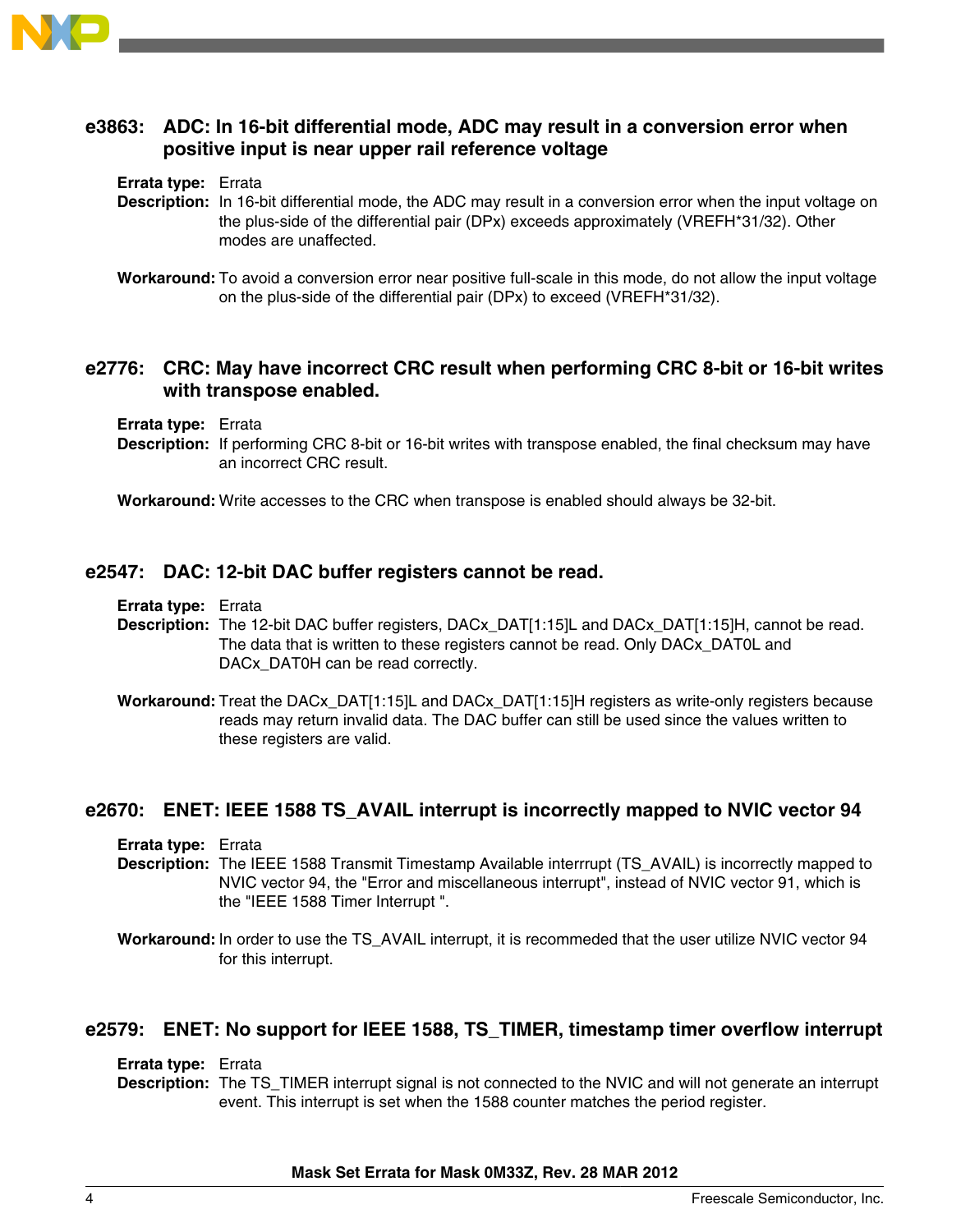### e3863: ADC: In 16-bit differential mode, ADC may result in a conversion error when positive input is near upper rail reference voltage

**Errata type:** Errata

**Description:** In 16-bit differential mode, the ADC may result in a conversion error when the input voltage on the plus-side of the differential pair (DPx) exceeds approximately (VREFH*31/32). Other modes are unaffected.

**Workaround:** To avoid a conversion error near positive full-scale in this mode, do not allow the input voltage on the plus-side of the differential pair (DPx) to exceed (VREFH*31/32).

### e2776: CRC: May have incorrect CRC result when performing CRC 8-bit or 16-bit writes with transpose enabled.

**Errata type:** Errata

**Description:** If performing CRC 8-bit or 16-bit writes with transpose enabled, the final checksum may have an incorrect CRC result.

**Workaround:** Write accesses to the CRC when transpose is enabled should always be 32-bit.

### e2547: DAC: 12-bit DAC buffer registers cannot be read.

**Errata type:** Errata

**Description:** The 12-bit DAC buffer registers, DACx_DAT[1:15]L and DACx_DAT[1:15]H, cannot be read. The data that is written to these registers cannot be read. Only DACx_DAT0L and DACx_DAT0H can be read correctly.

**Workaround:** Treat the DACx_DAT[1:15]L and DACx_DAT[1:15]H registers as write-only registers because reads may return invalid data. The DAC buffer can still be used since the values written to these registers are valid.

### e2670: ENET: IEEE 1588 TS_AVAIL interrupt is incorrectly mapped to NVIC vector 94

**Errata type:** Errata

**Description:** The IEEE 1588 Transmit Timestamp Available interrrupt (TS_AVAIL) is incorrectly mapped to NVIC vector 94, the "Error and miscellaneous interrupt", instead of NVIC vector 91, which is the "IEEE 1588 Timer Interrupt ".

**Workaround:** In order to use the TS_AVAIL interrupt, it is recommeded that the user utilize NVIC vector 94 for this interrupt.

### e2579: ENET: No support for IEEE 1588, TS_TIMER, timestamp timer overflow interrupt

**Errata type:** Errata

**Description:** The TS_TIMER interrupt signal is not connected to the NVIC and will not generate an interrupt event. This interrupt is set when the 1588 counter matches the period register.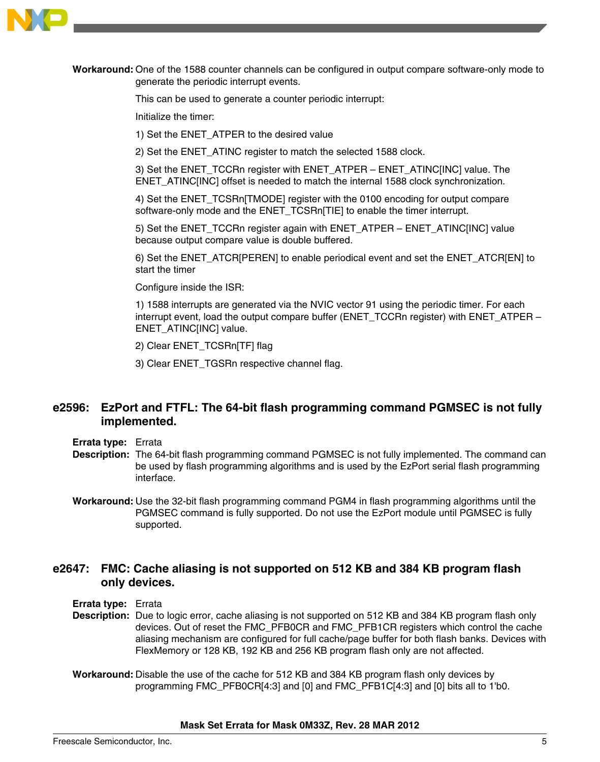**Workaround:** One of the 1588 counter channels can be configured in output compare software-only mode to generate the periodic interrupt events.

This can be used to generate a counter periodic interrupt:

Initialize the timer:

1) Set the ENET_ATPER to the desired value

2) Set the ENET_ATINC register to match the selected 1588 clock.

3) Set the ENET_TCCRn register with ENET_ATPER – ENET_ATINC[INC] value. The ENET_ATINC[INC] offset is needed to match the internal 1588 clock synchronization.

4) Set the ENET_TCSRn[TMODE] register with the 0100 encoding for output compare software-only mode and the ENET_TCSRn[TIE] to enable the timer interrupt.

5) Set the ENET_TCCRn register again with ENET_ATPER – ENET_ATINC[INC] value because output compare value is double buffered.

6) Set the ENET_ATCR[PEREN] to enable periodical event and set the ENET_ATCR[EN] to start the timer

Configure inside the ISR:

1) 1588 interrupts are generated via the NVIC vector 91 using the periodic timer. For each interrupt event, load the output compare buffer (ENET_TCCRn register) with ENET_ATPER – ENET_ATINC[INC] value.

2) Clear ENET_TCSRn[TF] flag

3) Clear ENET_TGSRn respective channel flag.

## e2596: EzPort and FTFL: The 64-bit flash programming command PGMSEC is not fully implemented.

**Errata type:** Errata

**Description:** The 64-bit flash programming command PGMSEC is not fully implemented. The command can be used by flash programming algorithms and is used by the EzPort serial flash programming interface.

**Workaround:** Use the 32-bit flash programming command PGM4 in flash programming algorithms until the PGMSEC command is fully supported. Do not use the EzPort module until PGMSEC is fully supported.

## e2647: FMC: Cache aliasing is not supported on 512 KB and 384 KB program flash only devices.

**Errata type:** Errata

**Description:** Due to logic error, cache aliasing is not supported on 512 KB and 384 KB program flash only devices. Out of reset the FMC_PFB0CR and FMC_PFB1CR registers which control the cache aliasing mechanism are configured for full cache/page buffer for both flash banks. Devices with FlexMemory or 128 KB, 192 KB and 256 KB program flash only are not affected.

**Workaround:** Disable the use of the cache for 512 KB and 384 KB program flash only devices by programming FMC_PFB0CR[4:3] and [0] and FMC_PFB1C[4:3] and [0] bits all to 1'b0.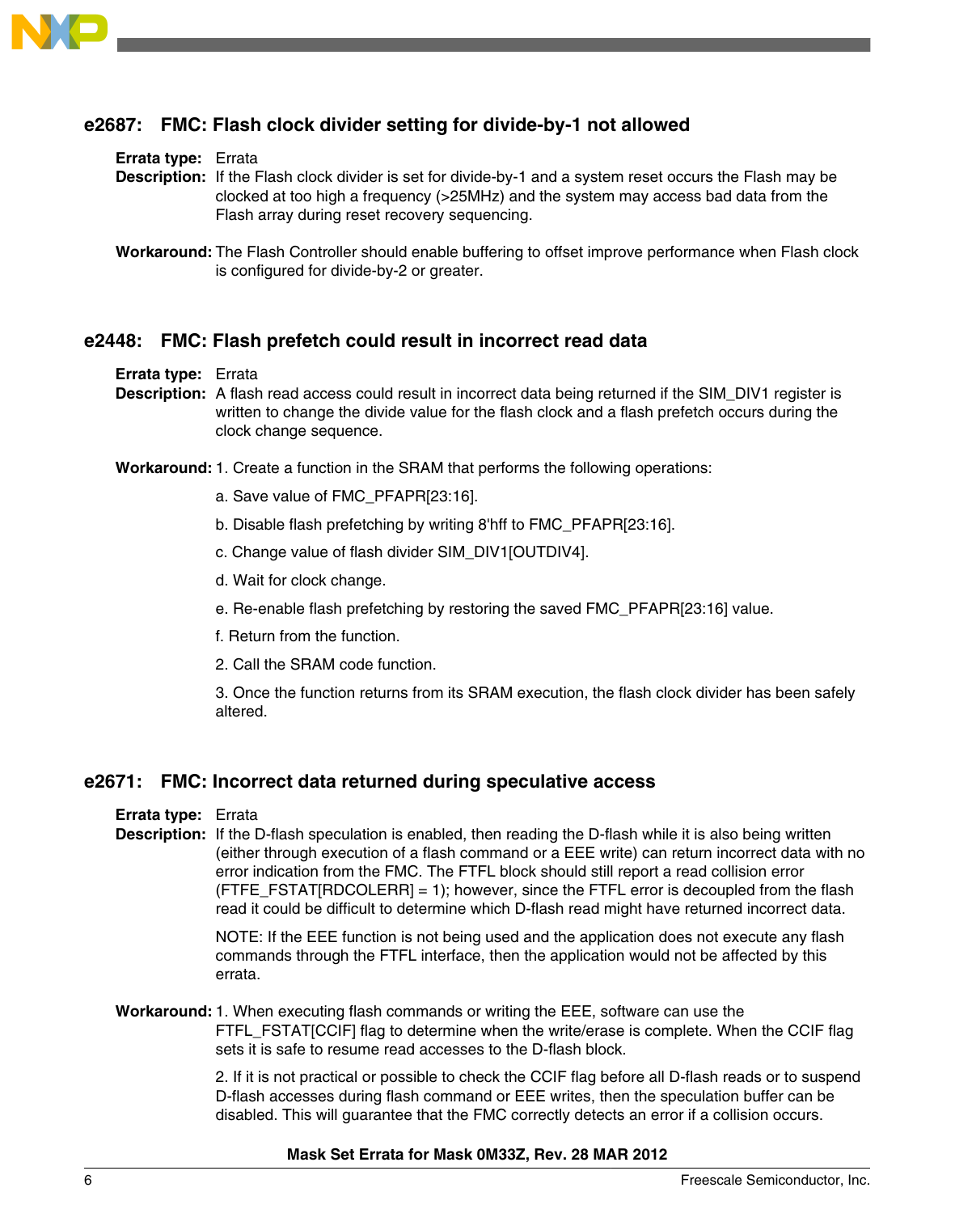## e2687: FMC: Flash clock divider setting for divide-by-1 not allowed

**Errata type:** Errata

**Description:** If the Flash clock divider is set for divide-by-1 and a system reset occurs the Flash may be clocked at too high a frequency (>25MHz) and the system may access bad data from the Flash array during reset recovery sequencing.

**Workaround:** The Flash Controller should enable buffering to offset improve performance when Flash clock is configured for divide-by-2 or greater.

## e2448: FMC: Flash prefetch could result in incorrect read data

**Errata type:** Errata

**Description:** A flash read access could result in incorrect data being returned if the SIM_DIV1 register is written to change the divide value for the flash clock and a flash prefetch occurs during the clock change sequence.

**Workaround:** 1. Create a function in the SRAM that performs the following operations:

a. Save value of FMC_PFAPR[23:16].

b. Disable flash prefetching by writing 8'hff to FMC_PFAPR[23:16].

c. Change value of flash divider SIM_DIV1[OUTDIV4].

d. Wait for clock change.

e. Re-enable flash prefetching by restoring the saved FMC_PFAPR[23:16] value.

f. Return from the function.

2. Call the SRAM code function.

3. Once the function returns from its SRAM execution, the flash clock divider has been safely altered.

## e2671: FMC: Incorrect data returned during speculative access

**Errata type:** Errata

**Description:** If the D-flash speculation is enabled, then reading the D-flash while it is also being written (either through execution of a flash command or a EEE write) can return incorrect data with no error indication from the FMC. The FTFL block should still report a read collision error (FTFE_FSTAT[RDCOLERR] = 1); however, since the FTFL error is decoupled from the flash read it could be difficult to determine which D-flash read might have returned incorrect data.

NOTE: If the EEE function is not being used and the application does not execute any flash commands through the FTFL interface, then the application would not be affected by this errata.

**Workaround:** 1. When executing flash commands or writing the EEE, software can use the FTFL_FSTAT[CCIF] flag to determine when the write/erase is complete. When the CCIF flag sets it is safe to resume read accesses to the D-flash block.

2. If it is not practical or possible to check the CCIF flag before all D-flash reads or to suspend D-flash accesses during flash command or EEE writes, then the speculation buffer can be disabled. This will guarantee that the FMC correctly detects an error if a collision occurs.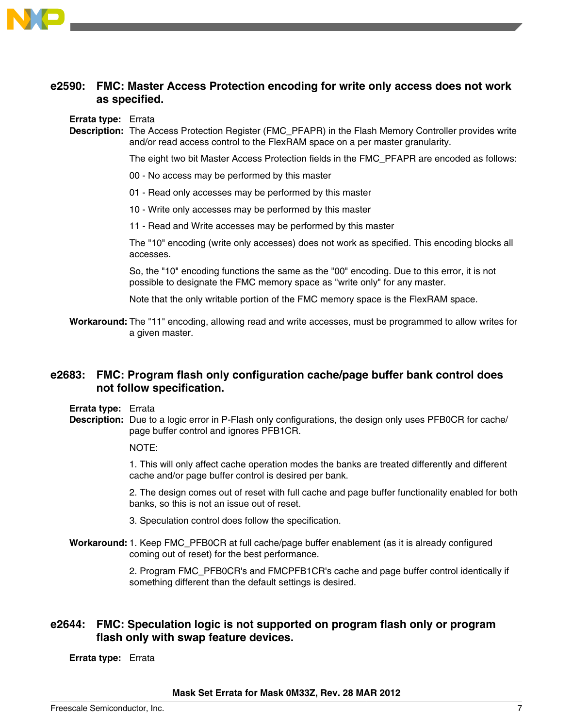## e2590: FMC: Master Access Protection encoding for write only access does not work as specified.

**Errata type:** Errata

**Description:** The Access Protection Register (FMC_PFAPR) in the Flash Memory Controller provides write and/or read access control to the FlexRAM space on a per master granularity.

The eight two bit Master Access Protection fields in the FMC_PFAPR are encoded as follows:

00 - No access may be performed by this master

01 - Read only accesses may be performed by this master

10 - Write only accesses may be performed by this master

11 - Read and Write accesses may be performed by this master

The "10" encoding (write only accesses) does not work as specified. This encoding blocks all accesses.

So, the "10" encoding functions the same as the "00" encoding. Due to this error, it is not possible to designate the FMC memory space as "write only" for any master.

Note that the only writable portion of the FMC memory space is the FlexRAM space.

**Workaround:** The "11" encoding, allowing read and write accesses, must be programmed to allow writes for a given master.

## e2683: FMC: Program flash only configuration cache/page buffer bank control does not follow specification.

**Errata type:** Errata

**Description:** Due to a logic error in P-Flash only configurations, the design only uses PFB0CR for cache/page buffer control and ignores PFB1CR.

NOTE:

1. This will only affect cache operation modes the banks are treated differently and different cache and/or page buffer control is desired per bank.

2. The design comes out of reset with full cache and page buffer functionality enabled for both banks, so this is not an issue out of reset.

3. Speculation control does follow the specification.

**Workaround:** 1. Keep FMC_PFB0CR at full cache/page buffer enablement (as it is already configured coming out of reset) for the best performance.

2. Program FMC_PFB0CR's and FMCPFB1CR's cache and page buffer control identically if something different than the default settings is desired.

## e2644: FMC: Speculation logic is not supported on program flash only or program flash only with swap feature devices.

**Errata type:** Errata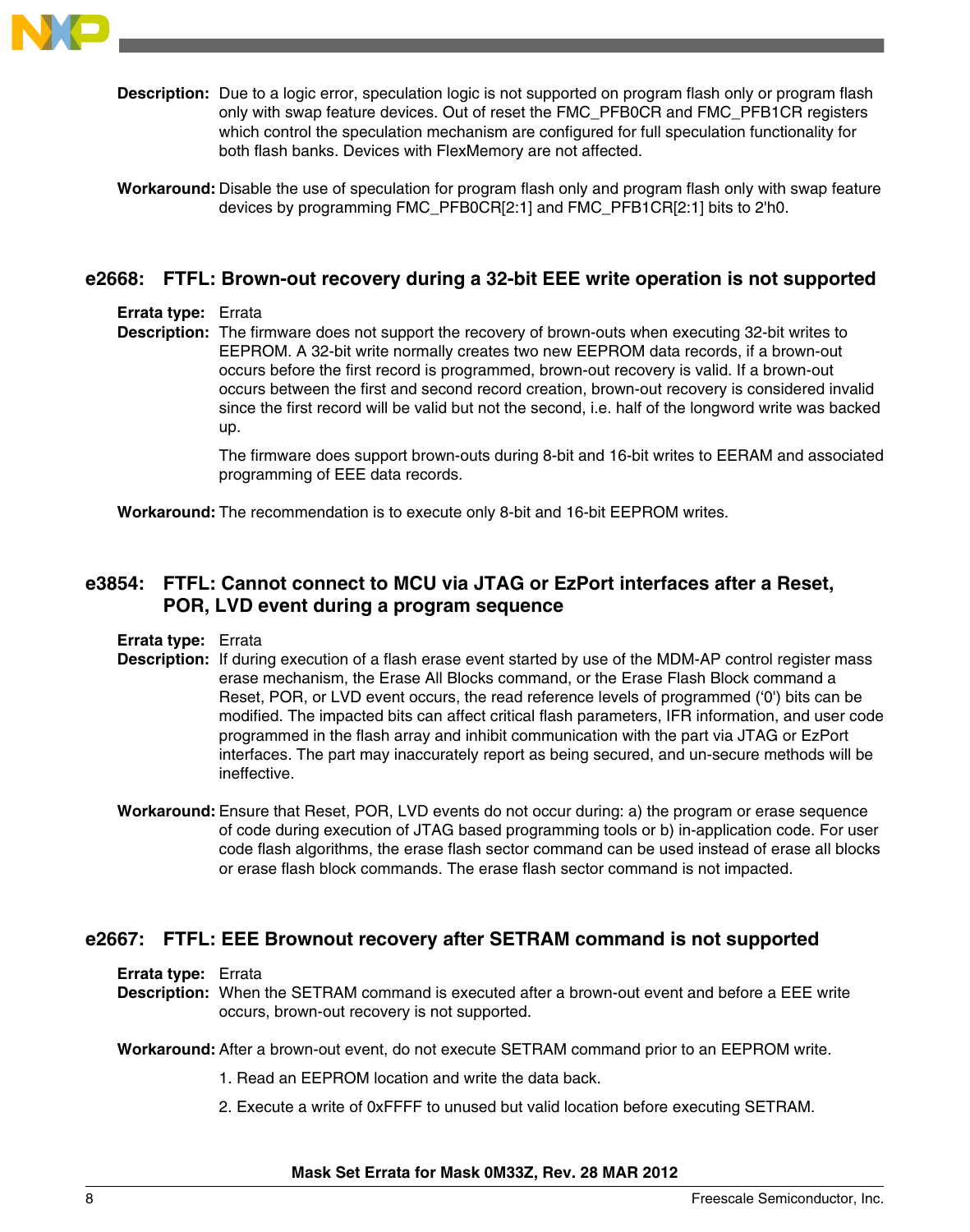**Description:** Due to a logic error, speculation logic is not supported on program flash only or program flash only with swap feature devices. Out of reset the FMC_PFB0CR and FMC_PFB1CR registers which control the speculation mechanism are configured for full speculation functionality for both flash banks. Devices with FlexMemory are not affected.

**Workaround:** Disable the use of speculation for program flash only and program flash only with swap feature devices by programming FMC_PFB0CR[2:1] and FMC_PFB1CR[2:1] bits to 2'h0.

## e2668: FTFL: Brown-out recovery during a 32-bit EEE write operation is not supported

**Errata type:** Errata

**Description:** The firmware does not support the recovery of brown-outs when executing 32-bit writes to EEPROM. A 32-bit write normally creates two new EEPROM data records, if a brown-out occurs before the first record is programmed, brown-out recovery is valid. If a brown-out occurs between the first and second record creation, brown-out recovery is considered invalid since the first record will be valid but not the second, i.e. half of the longword write was backed up.

The firmware does support brown-outs during 8-bit and 16-bit writes to EERAM and associated programming of EEE data records.

**Workaround:** The recommendation is to execute only 8-bit and 16-bit EEPROM writes.

## e3854: FTFL: Cannot connect to MCU via JTAG or EzPort interfaces after a Reset, POR, LVD event during a program sequence

**Errata type:** Errata

**Description:** If during execution of a flash erase event started by use of the MDM-AP control register mass erase mechanism, the Erase All Blocks command, or the Erase Flash Block command a Reset, POR, or LVD event occurs, the read reference levels of programmed ('0') bits can be modified. The impacted bits can affect critical flash parameters, IFR information, and user code programmed in the flash array and inhibit communication with the part via JTAG or EzPort interfaces. The part may inaccurately report as being secured, and un-secure methods will be ineffective.

**Workaround:** Ensure that Reset, POR, LVD events do not occur during: a) the program or erase sequence of code during execution of JTAG based programming tools or b) in-application code. For user code flash algorithms, the erase flash sector command can be used instead of erase all blocks or erase flash block commands. The erase flash sector command is not impacted.

## e2667: FTFL: EEE Brownout recovery after SETRAM command is not supported

**Errata type:** Errata

**Description:** When the SETRAM command is executed after a brown-out event and before a EEE write occurs, brown-out recovery is not supported.

**Workaround:** After a brown-out event, do not execute SETRAM command prior to an EEPROM write.

1. Read an EEPROM location and write the data back.

2. Execute a write of 0xFFFF to unused but valid location before executing SETRAM.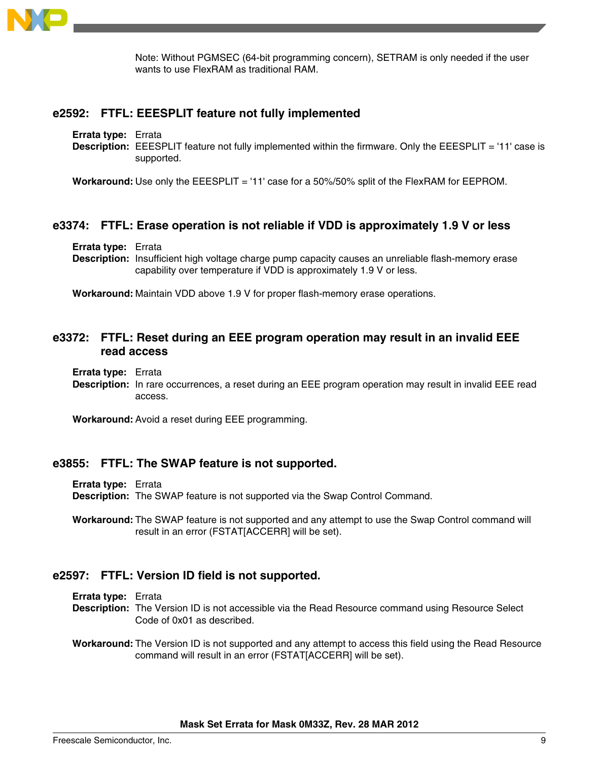Note: Without PGMSEC (64-bit programming concern), SETRAM is only needed if the user wants to use FlexRAM as traditional RAM.

## e2592: FTFL: EEESPLIT feature not fully implemented

**Errata type:** Errata

**Description:** EEESPLIT feature not fully implemented within the firmware. Only the EEESPLIT = '11' case is supported.

**Workaround:** Use only the EEESPLIT = '11' case for a 50%/50% split of the FlexRAM for EEPROM.

## e3374: FTFL: Erase operation is not reliable if VDD is approximately 1.9 V or less

**Errata type:** Errata

**Description:** Insufficient high voltage charge pump capacity causes an unreliable flash-memory erase capability over temperature if VDD is approximately 1.9 V or less.

**Workaround:** Maintain VDD above 1.9 V for proper flash-memory erase operations.

## e3372: FTFL: Reset during an EEE program operation may result in an invalid EEE read access

**Errata type:** Errata

**Description:** In rare occurrences, a reset during an EEE program operation may result in invalid EEE read access.

**Workaround:** Avoid a reset during EEE programming.

## e3855: FTFL: The SWAP feature is not supported.

**Errata type:** Errata

**Description:** The SWAP feature is not supported via the Swap Control Command.

**Workaround:** The SWAP feature is not supported and any attempt to use the Swap Control command will result in an error (FSTAT[ACCERR] will be set).

## e2597: FTFL: Version ID field is not supported.

**Errata type:** Errata

**Description:** The Version ID is not accessible via the Read Resource command using Resource Select Code of 0x01 as described.

**Workaround:** The Version ID is not supported and any attempt to access this field using the Read Resource command will result in an error (FSTAT[ACCERR] will be set).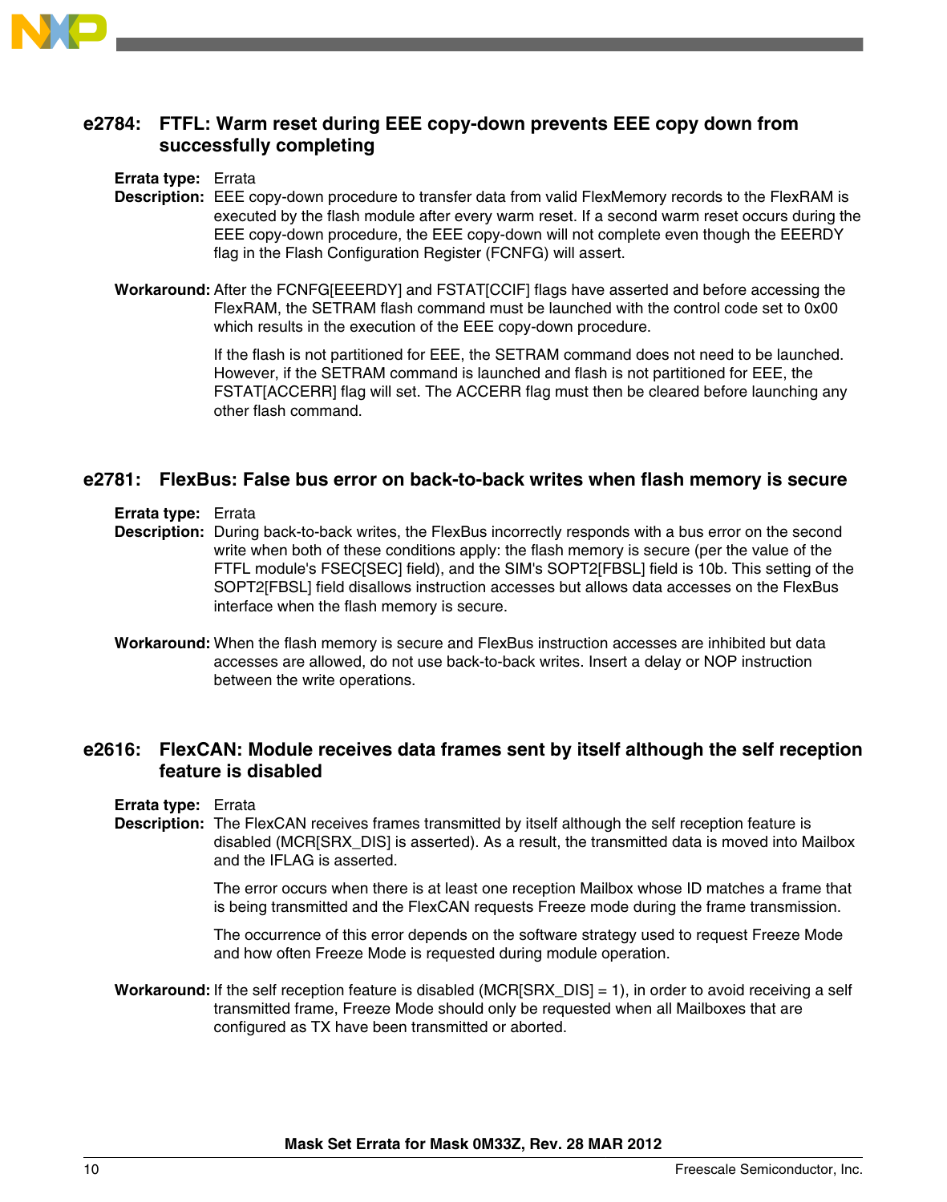## e2784: FTFL: Warm reset during EEE copy-down prevents EEE copy down from successfully completing

**Errata type:** Errata

**Description:** EEE copy-down procedure to transfer data from valid FlexMemory records to the FlexRAM is executed by the flash module after every warm reset. If a second warm reset occurs during the EEE copy-down procedure, the EEE copy-down will not complete even though the EEERDY flag in the Flash Configuration Register (FCNFG) will assert.

**Workaround:** After the FCNFG[EEERDY] and FSTAT[CCIF] flags have asserted and before accessing the FlexRAM, the SETRAM flash command must be launched with the control code set to 0x00 which results in the execution of the EEE copy-down procedure.

If the flash is not partitioned for EEE, the SETRAM command does not need to be launched. However, if the SETRAM command is launched and flash is not partitioned for EEE, the FSTAT[ACCERR] flag will set. The ACCERR flag must then be cleared before launching any other flash command.

## e2781: FlexBus: False bus error on back-to-back writes when flash memory is secure

**Errata type:** Errata

**Description:** During back-to-back writes, the FlexBus incorrectly responds with a bus error on the second write when both of these conditions apply: the flash memory is secure (per the value of the FTFL module's FSEC[SEC] field), and the SIM's SOPT2[FBSL] field is 10b. This setting of the SOPT2[FBSL] field disallows instruction accesses but allows data accesses on the FlexBus interface when the flash memory is secure.

**Workaround:** When the flash memory is secure and FlexBus instruction accesses are inhibited but data accesses are allowed, do not use back-to-back writes. Insert a delay or NOP instruction between the write operations.

## e2616: FlexCAN: Module receives data frames sent by itself although the self reception feature is disabled

**Errata type:** Errata

**Description:** The FlexCAN receives frames transmitted by itself although the self reception feature is disabled (MCR[SRX_DIS] is asserted). As a result, the transmitted data is moved into Mailbox and the IFLAG is asserted.

The error occurs when there is at least one reception Mailbox whose ID matches a frame that is being transmitted and the FlexCAN requests Freeze mode during the frame transmission.

The occurrence of this error depends on the software strategy used to request Freeze Mode and how often Freeze Mode is requested during module operation.

**Workaround:** If the self reception feature is disabled (MCR[SRX_DIS] = 1), in order to avoid receiving a self transmitted frame, Freeze Mode should only be requested when all Mailboxes that are configured as TX have been transmitted or aborted.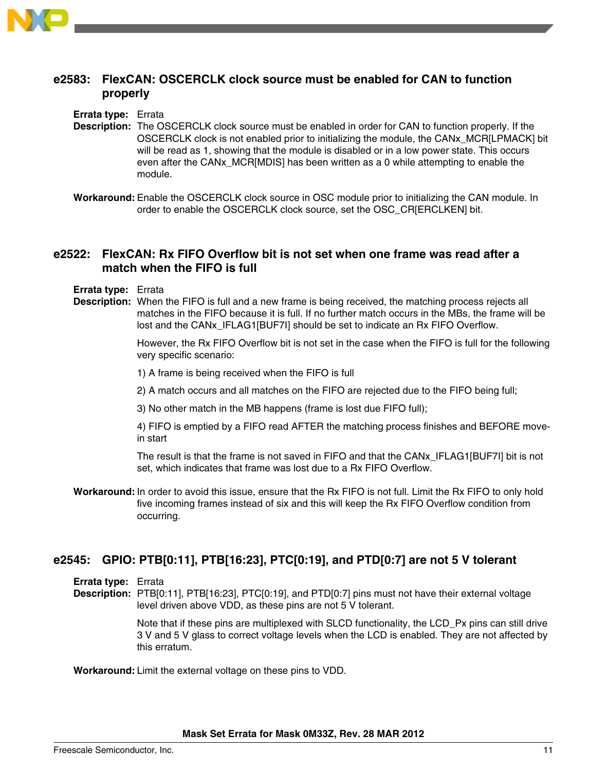## e2583: FlexCAN: OSCERCLK clock source must be enabled for CAN to function properly

**Errata type:** Errata

**Description:** The OSCERCLK clock source must be enabled in order for CAN to function properly. If the OSCERCLK clock is not enabled prior to initializing the module, the CANx_MCR[LPMACK] bit will be read as 1, showing that the module is disabled or in a low power state. This occurs even after the CANx_MCR[MDIS] has been written as a 0 while attempting to enable the module.

**Workaround:** Enable the OSCERCLK clock source in OSC module prior to initializing the CAN module. In order to enable the OSCERCLK clock source, set the OSC_CR[ERCLKEN] bit.

## e2522: FlexCAN: Rx FIFO Overflow bit is not set when one frame was read after a match when the FIFO is full

**Errata type:** Errata

**Description:** When the FIFO is full and a new frame is being received, the matching process rejects all matches in the FIFO because it is full. If no further match occurs in the MBs, the frame will be lost and the CANx_IFLAG1[BUF7I] should be set to indicate an Rx FIFO Overflow.

However, the Rx FIFO Overflow bit is not set in the case when the FIFO is full for the following very specific scenario:

1) A frame is being received when the FIFO is full

2) A match occurs and all matches on the FIFO are rejected due to the FIFO being full;

3) No other match in the MB happens (frame is lost due FIFO full);

4) FIFO is emptied by a FIFO read AFTER the matching process finishes and BEFORE move-in start

The result is that the frame is not saved in FIFO and that the CANx_IFLAG1[BUF7I] bit is not set, which indicates that frame was lost due to a Rx FIFO Overflow.

**Workaround:** In order to avoid this issue, ensure that the Rx FIFO is not full. Limit the Rx FIFO to only hold five incoming frames instead of six and this will keep the Rx FIFO Overflow condition from occurring.

## e2545: GPIO: PTB[0:11], PTB[16:23], PTC[0:19], and PTD[0:7] are not 5 V tolerant

**Errata type:** Errata

**Description:** PTB[0:11], PTB[16:23], PTC[0:19], and PTD[0:7] pins must not have their external voltage level driven above VDD, as these pins are not 5 V tolerant.

Note that if these pins are multiplexed with SLCD functionality, the LCD_Px pins can still drive 3 V and 5 V glass to correct voltage levels when the LCD is enabled. They are not affected by this erratum.

**Workaround:** Limit the external voltage on these pins to VDD.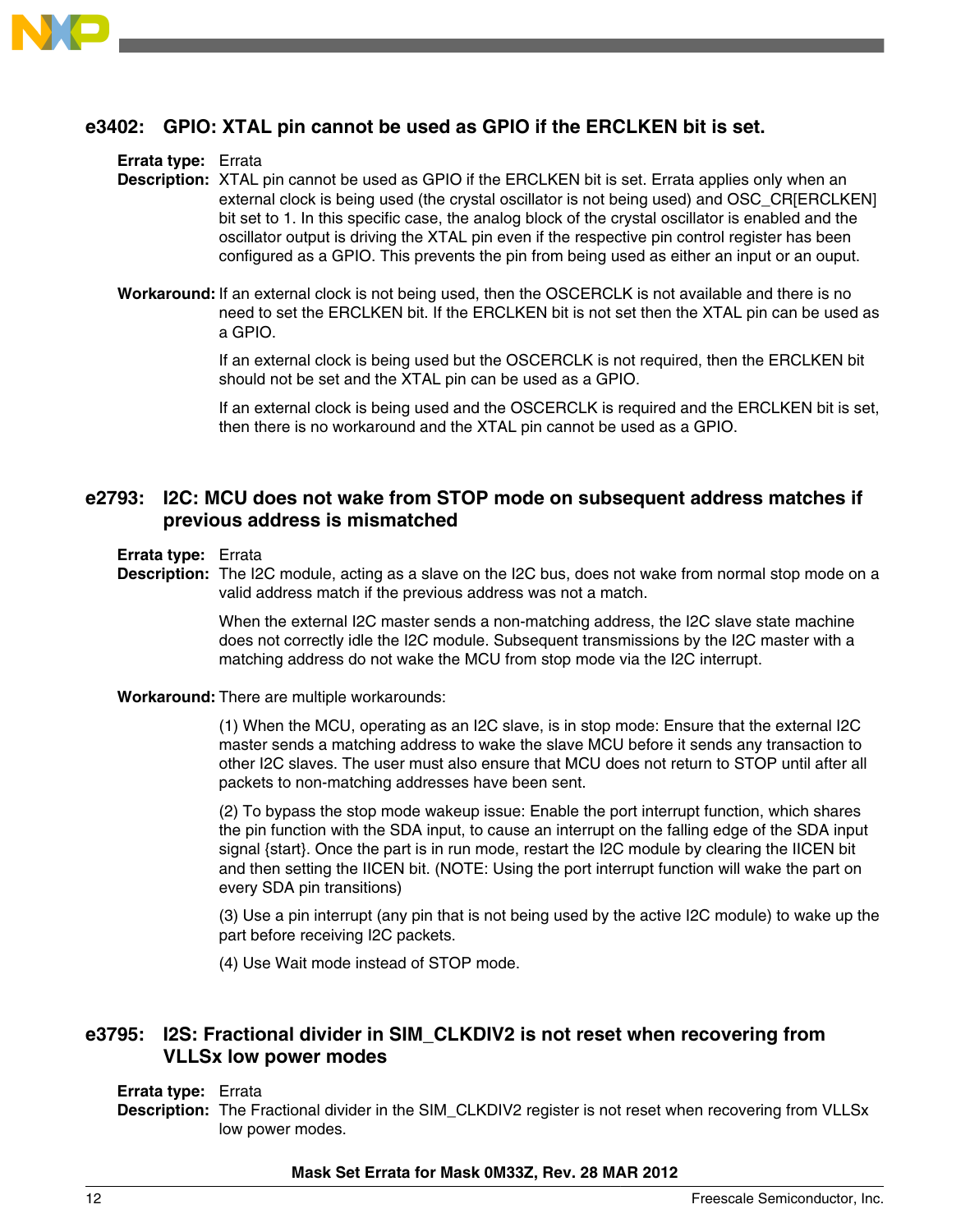## e3402: GPIO: XTAL pin cannot be used as GPIO if the ERCLKEN bit is set.

**Errata type:** Errata

**Description:** XTAL pin cannot be used as GPIO if the ERCLKEN bit is set. Errata applies only when an external clock is being used (the crystal oscillator is not being used) and OSC_CR[ERCLKEN] bit set to 1. In this specific case, the analog block of the crystal oscillator is enabled and the oscillator output is driving the XTAL pin even if the respective pin control register has been configured as a GPIO. This prevents the pin from being used as either an input or an ouput.

**Workaround:** If an external clock is not being used, then the OSCERCLK is not available and there is no need to set the ERCLKEN bit. If the ERCLKEN bit is not set then the XTAL pin can be used as a GPIO.

If an external clock is being used but the OSCERCLK is not required, then the ERCLKEN bit should not be set and the XTAL pin can be used as a GPIO.

If an external clock is being used and the OSCERCLK is required and the ERCLKEN bit is set, then there is no workaround and the XTAL pin cannot be used as a GPIO.

## e2793: I2C: MCU does not wake from STOP mode on subsequent address matches if previous address is mismatched

**Errata type:** Errata

**Description:** The I2C module, acting as a slave on the I2C bus, does not wake from normal stop mode on a valid address match if the previous address was not a match.

When the external I2C master sends a non-matching address, the I2C slave state machine does not correctly idle the I2C module. Subsequent transmissions by the I2C master with a matching address do not wake the MCU from stop mode via the I2C interrupt.

**Workaround:** There are multiple workarounds:

(1) When the MCU, operating as an I2C slave, is in stop mode: Ensure that the external I2C master sends a matching address to wake the slave MCU before it sends any transaction to other I2C slaves. The user must also ensure that MCU does not return to STOP until after all packets to non-matching addresses have been sent.

(2) To bypass the stop mode wakeup issue: Enable the port interrupt function, which shares the pin function with the SDA input, to cause an interrupt on the falling edge of the SDA input signal {start}. Once the part is in run mode, restart the I2C module by clearing the IICEN bit and then setting the IICEN bit. (NOTE: Using the port interrupt function will wake the part on every SDA pin transitions)

(3) Use a pin interrupt (any pin that is not being used by the active I2C module) to wake up the part before receiving I2C packets.

(4) Use Wait mode instead of STOP mode.

## e3795: I2S: Fractional divider in SIM_CLKDIV2 is not reset when recovering from VLLSx low power modes

**Errata type:** Errata

**Description:** The Fractional divider in the SIM_CLKDIV2 register is not reset when recovering from VLLSx low power modes.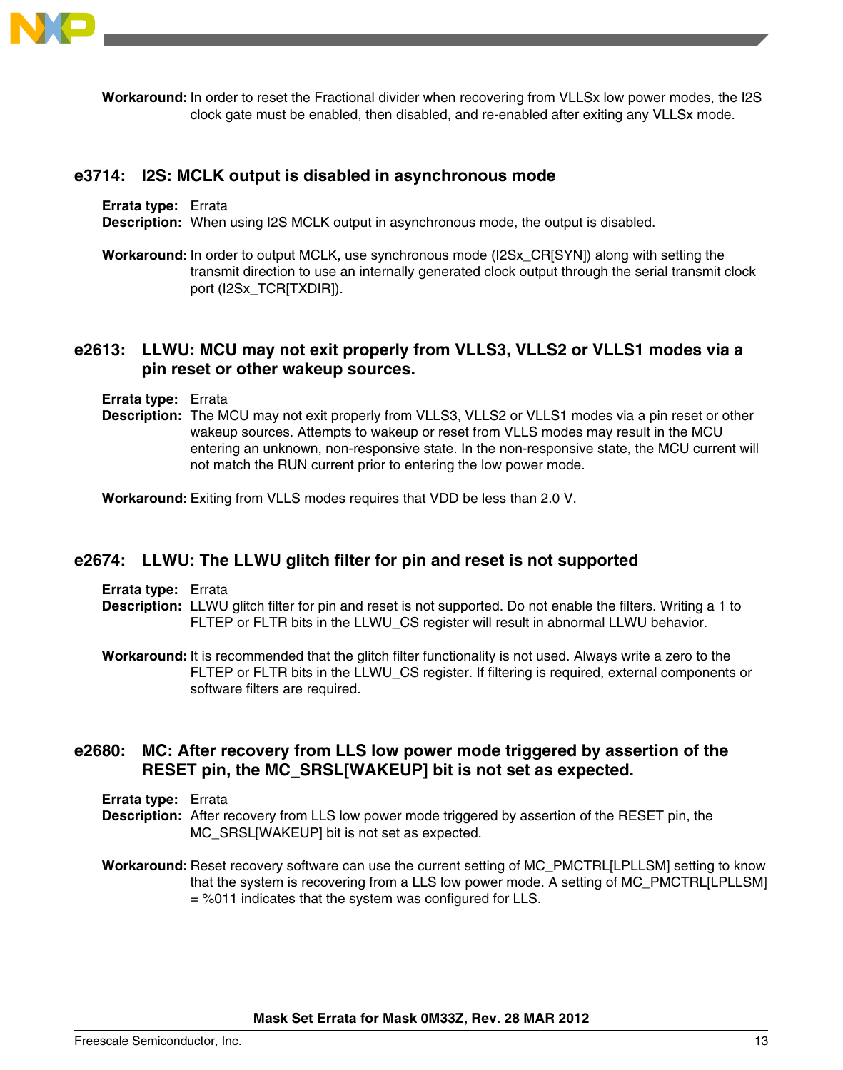**Workaround:** In order to reset the Fractional divider when recovering from VLLSx low power modes, the I2S clock gate must be enabled, then disabled, and re-enabled after exiting any VLLSx mode.

## e3714: I2S: MCLK output is disabled in asynchronous mode

**Errata type:** Errata

**Description:** When using I2S MCLK output in asynchronous mode, the output is disabled.

**Workaround:** In order to output MCLK, use synchronous mode (I2Sx_CR[SYN]) along with setting the transmit direction to use an internally generated clock output through the serial transmit clock port (I2Sx_TCR[TXDIR]).

## e2613: LLWU: MCU may not exit properly from VLLS3, VLLS2 or VLLS1 modes via a pin reset or other wakeup sources.

**Errata type:** Errata

**Description:** The MCU may not exit properly from VLLS3, VLLS2 or VLLS1 modes via a pin reset or other wakeup sources. Attempts to wakeup or reset from VLLS modes may result in the MCU entering an unknown, non-responsive state. In the non-responsive state, the MCU current will not match the RUN current prior to entering the low power mode.

**Workaround:** Exiting from VLLS modes requires that VDD be less than 2.0 V.

## e2674: LLWU: The LLWU glitch filter for pin and reset is not supported

**Errata type:** Errata

**Description:** LLWU glitch filter for pin and reset is not supported. Do not enable the filters. Writing a 1 to FLTEP or FLTR bits in the LLWU_CS register will result in abnormal LLWU behavior.

**Workaround:** It is recommended that the glitch filter functionality is not used. Always write a zero to the FLTEP or FLTR bits in the LLWU_CS register. If filtering is required, external components or software filters are required.

## e2680: MC: After recovery from LLS low power mode triggered by assertion of the RESET pin, the MC_SRSL[WAKEUP] bit is not set as expected.

**Errata type:** Errata

**Description:** After recovery from LLS low power mode triggered by assertion of the RESET pin, the MC_SRSL[WAKEUP] bit is not set as expected.

**Workaround:** Reset recovery software can use the current setting of MC_PMCTRL[LPLLSM] setting to know that the system is recovering from a LLS low power mode. A setting of MC_PMCTRL[LPLLSM] = %011 indicates that the system was configured for LLS.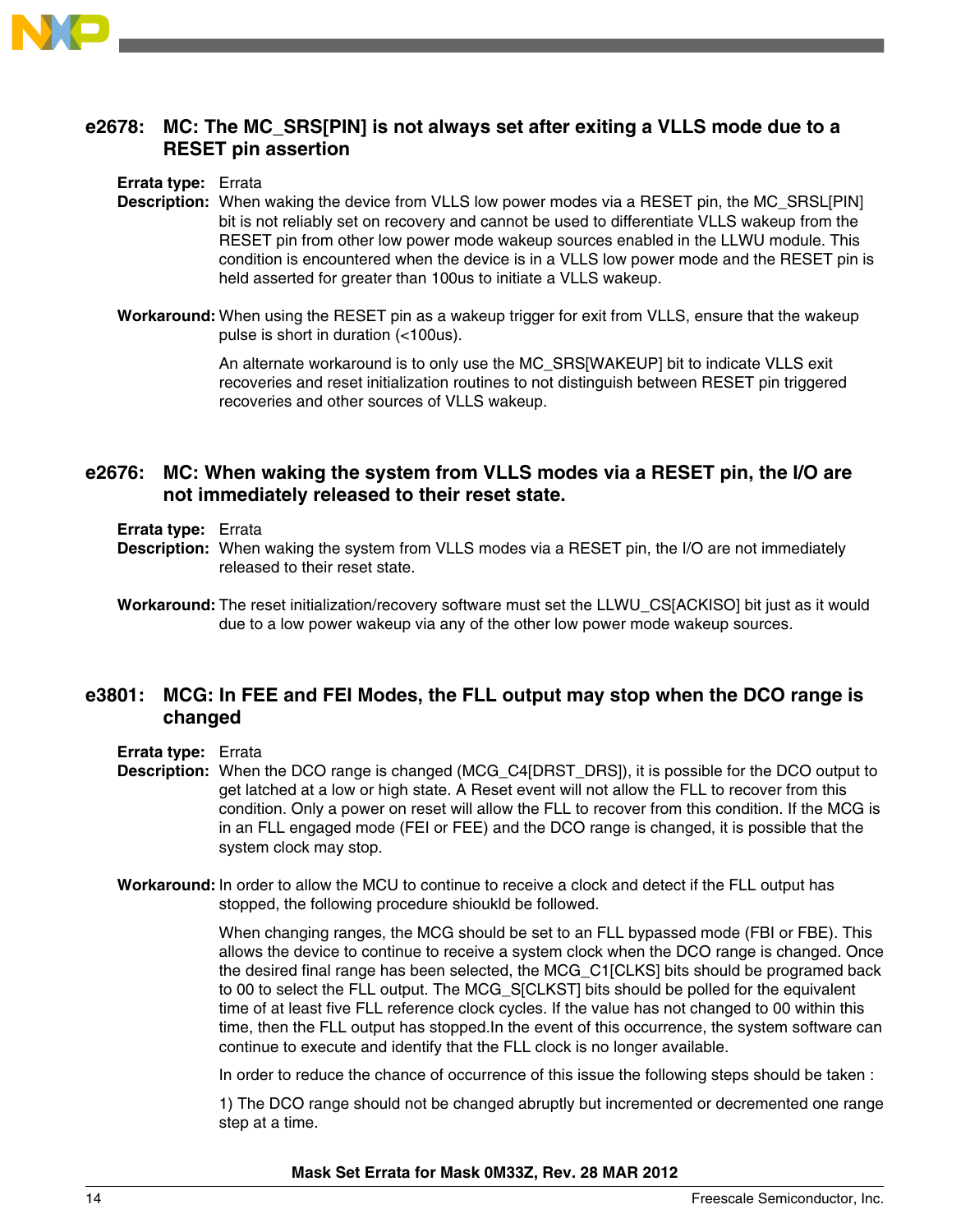## e2678: MC: The MC_SRS[PIN] is not always set after exiting a VLLS mode due to a RESET pin assertion

**Errata type:** Errata

**Description:** When waking the device from VLLS low power modes via a RESET pin, the MC_SRSL[PIN] bit is not reliably set on recovery and cannot be used to differentiate VLLS wakeup from the RESET pin from other low power mode wakeup sources enabled in the LLWU module. This condition is encountered when the device is in a VLLS low power mode and the RESET pin is held asserted for greater than 100us to initiate a VLLS wakeup.

**Workaround:** When using the RESET pin as a wakeup trigger for exit from VLLS, ensure that the wakeup pulse is short in duration (<100us).

An alternate workaround is to only use the MC_SRS[WAKEUP] bit to indicate VLLS exit recoveries and reset initialization routines to not distinguish between RESET pin triggered recoveries and other sources of VLLS wakeup.

## e2676: MC: When waking the system from VLLS modes via a RESET pin, the I/O are not immediately released to their reset state.

**Errata type:** Errata

**Description:** When waking the system from VLLS modes via a RESET pin, the I/O are not immediately released to their reset state.

**Workaround:** The reset initialization/recovery software must set the LLWU_CS[ACKISO] bit just as it would due to a low power wakeup via any of the other low power mode wakeup sources.

## e3801: MCG: In FEE and FEI Modes, the FLL output may stop when the DCO range is changed

**Errata type:** Errata

**Description:** When the DCO range is changed (MCG_C4[DRST_DRS]), it is possible for the DCO output to get latched at a low or high state. A Reset event will not allow the FLL to recover from this condition. Only a power on reset will allow the FLL to recover from this condition. If the MCG is in an FLL engaged mode (FEI or FEE) and the DCO range is changed, it is possible that the system clock may stop.

**Workaround:** In order to allow the MCU to continue to receive a clock and detect if the FLL output has stopped, the following procedure shioukld be followed.

When changing ranges, the MCG should be set to an FLL bypassed mode (FBI or FBE). This allows the device to continue to receive a system clock when the DCO range is changed. Once the desired final range has been selected, the MCG_C1[CLKS] bits should be programed back to 00 to select the FLL output. The MCG_S[CLKST] bits should be polled for the equivalent time of at least five FLL reference clock cycles. If the value has not changed to 00 within this time, then the FLL output has stopped.In the event of this occurrence, the system software can continue to execute and identify that the FLL clock is no longer available.

In order to reduce the chance of occurrence of this issue the following steps should be taken :

1) The DCO range should not be changed abruptly but incremented or decremented one range step at a time.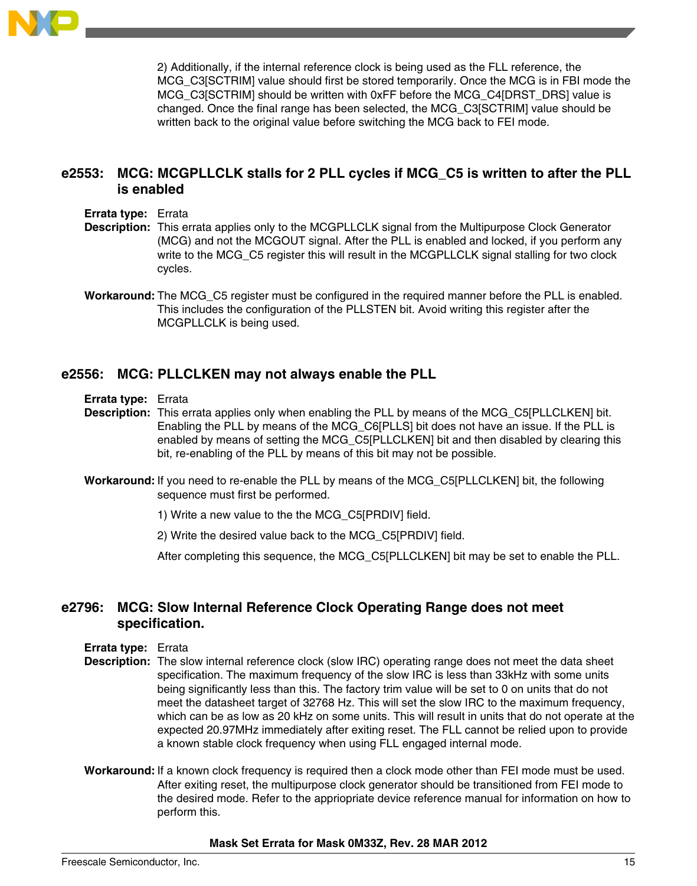2) Additionally, if the internal reference clock is being used as the FLL reference, the MCG_C3[SCTRIM] value should first be stored temporarily. Once the MCG is in FBI mode the MCG_C3[SCTRIM] should be written with 0xFF before the MCG_C4[DRST_DRS] value is changed. Once the final range has been selected, the MCG_C3[SCTRIM] value should be written back to the original value before switching the MCG back to FEI mode.

## e2553: MCG: MCGPLLCLK stalls for 2 PLL cycles if MCG_C5 is written to after the PLL is enabled

**Errata type:** Errata

**Description:** This errata applies only to the MCGPLLCLK signal from the Multipurpose Clock Generator (MCG) and not the MCGOUT signal. After the PLL is enabled and locked, if you perform any write to the MCG_C5 register this will result in the MCGPLLCLK signal stalling for two clock cycles.

**Workaround:** The MCG_C5 register must be configured in the required manner before the PLL is enabled. This includes the configuration of the PLLSTEN bit. Avoid writing this register after the MCGPLLCLK is being used.

## e2556: MCG: PLLCLKEN may not always enable the PLL

**Errata type:** Errata

**Description:** This errata applies only when enabling the PLL by means of the MCG_C5[PLLCLKEN] bit. Enabling the PLL by means of the MCG_C6[PLLS] bit does not have an issue. If the PLL is enabled by means of setting the MCG_C5[PLLCLKEN] bit and then disabled by clearing this bit, re-enabling of the PLL by means of this bit may not be possible.

**Workaround:** If you need to re-enable the PLL by means of the MCG_C5[PLLCLKEN] bit, the following sequence must first be performed.

1) Write a new value to the the MCG_C5[PRDIV] field.

2) Write the desired value back to the MCG_C5[PRDIV] field.

After completing this sequence, the MCG_C5[PLLCLKEN] bit may be set to enable the PLL.

## e2796: MCG: Slow Internal Reference Clock Operating Range does not meet specification.

**Errata type:** Errata

**Description:** The slow internal reference clock (slow IRC) operating range does not meet the data sheet specification. The maximum frequency of the slow IRC is less than 33kHz with some units being significantly less than this. The factory trim value will be set to 0 on units that do not meet the datasheet target of 32768 Hz. This will set the slow IRC to the maximum frequency, which can be as low as 20 kHz on some units. This will result in units that do not operate at the expected 20.97MHz immediately after exiting reset. The FLL cannot be relied upon to provide a known stable clock frequency when using FLL engaged internal mode.

**Workaround:** If a known clock frequency is required then a clock mode other than FEI mode must be used. After exiting reset, the multipurpose clock generator should be transitioned from FEI mode to the desired mode. Refer to the appriopriate device reference manual for information on how to perform this.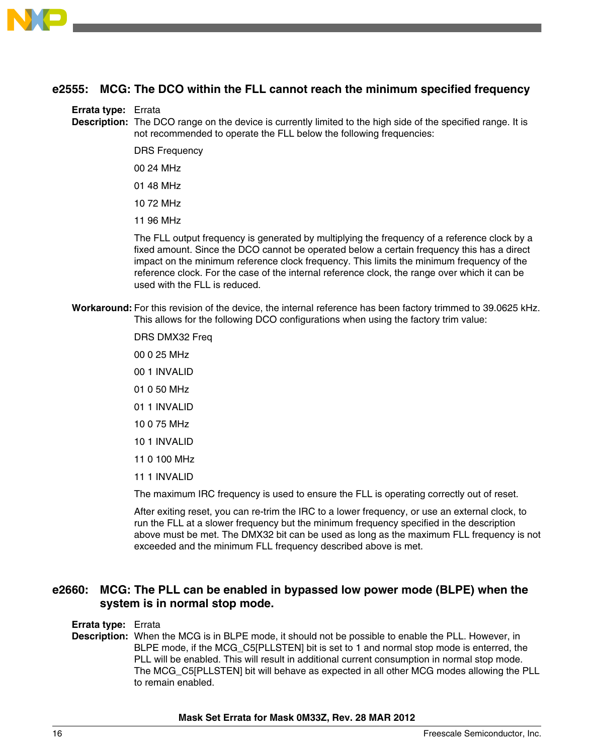## e2555: MCG: The DCO within the FLL cannot reach the minimum specified frequency

**Errata type:** Errata

**Description:** The DCO range on the device is currently limited to the high side of the specified range. It is not recommended to operate the FLL below the following frequencies:

| DRS | Frequency |
|---|---|
| 00 | 24 MHz |
| 01 | 48 MHz |
| 10 | 72 MHz |
| 11 | 96 MHz |

The FLL output frequency is generated by multiplying the frequency of a reference clock by a fixed amount. Since the DCO cannot be operated below a certain frequency this has a direct impact on the minimum reference clock frequency. This limits the minimum frequency of the reference clock. For the case of the internal reference clock, the range over which it can be used with the FLL is reduced.

**Workaround:** For this revision of the device, the internal reference has been factory trimmed to 39.0625 kHz. This allows for the following DCO configurations when using the factory trim value:

| DRS | DMX32 | Freq |
|---|---|---|
| 00 | 0 | 25 MHz |
| 00 | 1 | INVALID |
| 01 | 0 | 50 MHz |
| 01 | 1 | INVALID |
| 10 | 0 | 75 MHz |
| 10 | 1 | INVALID |
| 11 | 0 | 100 MHz |
| 11 | 1 | INVALID |

The maximum IRC frequency is used to ensure the FLL is operating correctly out of reset.

After exiting reset, you can re-trim the IRC to a lower frequency, or use an external clock, to run the FLL at a slower frequency but the minimum frequency specified in the description above must be met. The DMX32 bit can be used as long as the maximum FLL frequency is not exceeded and the minimum FLL frequency described above is met.

## e2660: MCG: The PLL can be enabled in bypassed low power mode (BLPE) when the system is in normal stop mode.

**Errata type:** Errata

**Description:** When the MCG is in BLPE mode, it should not be possible to enable the PLL. However, in BLPE mode, if the MCG_C5[PLLSTEN] bit is set to 1 and normal stop mode is enterred, the PLL will be enabled. This will result in additional current consumption in normal stop mode. The MCG_C5[PLLSTEN] bit will behave as expected in all other MCG modes allowing the PLL to remain enabled.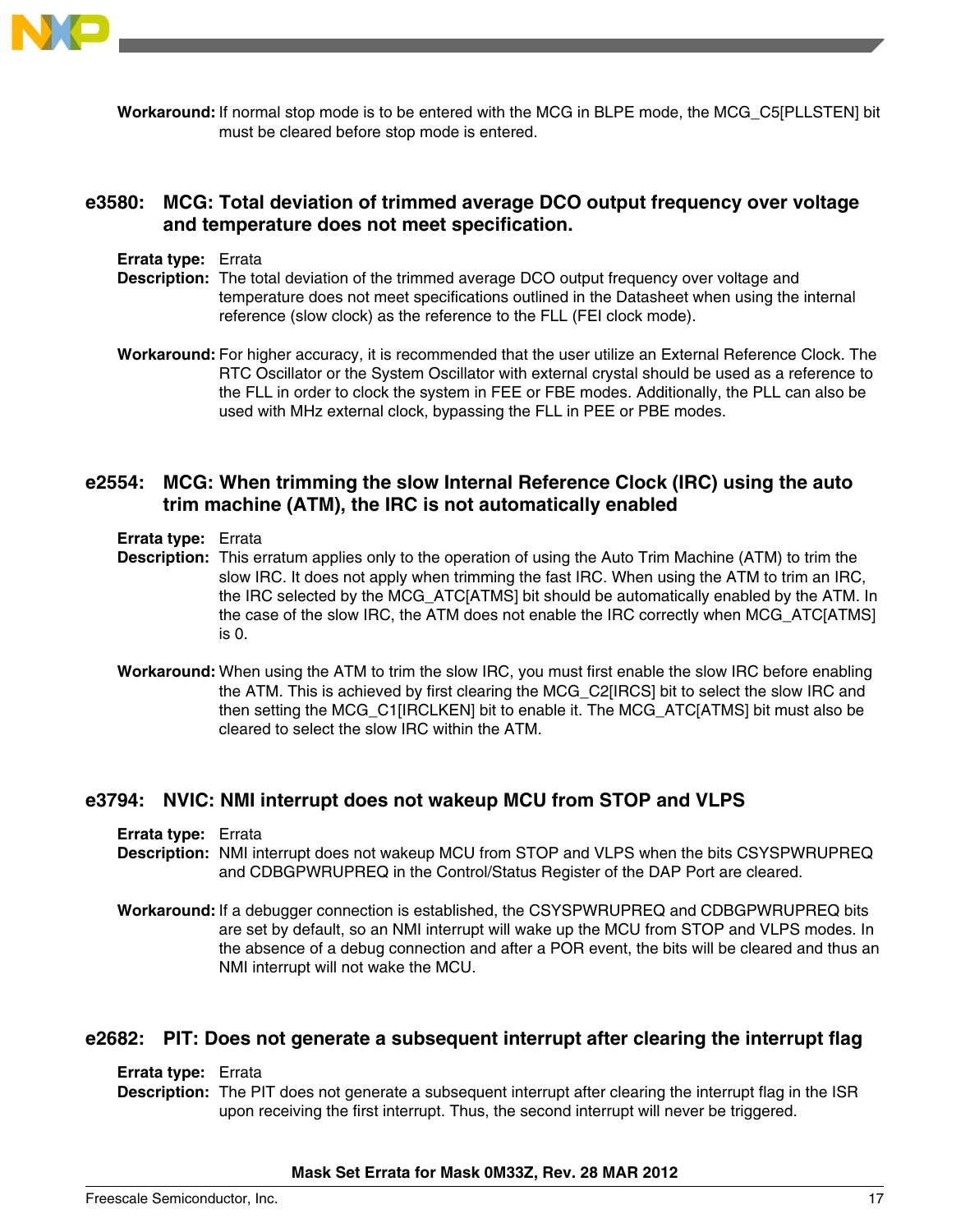**Workaround:** If normal stop mode is to be entered with the MCG in BLPE mode, the MCG_C5[PLLSTEN] bit must be cleared before stop mode is entered.

## e3580: MCG: Total deviation of trimmed average DCO output frequency over voltage and temperature does not meet specification.

**Errata type:** Errata

**Description:** The total deviation of the trimmed average DCO output frequency over voltage and temperature does not meet specifications outlined in the Datasheet when using the internal reference (slow clock) as the reference to the FLL (FEI clock mode).

**Workaround:** For higher accuracy, it is recommended that the user utilize an External Reference Clock. The RTC Oscillator or the System Oscillator with external crystal should be used as a reference to the FLL in order to clock the system in FEE or FBE modes. Additionally, the PLL can also be used with MHz external clock, bypassing the FLL in PEE or PBE modes.

## e2554: MCG: When trimming the slow Internal Reference Clock (IRC) using the auto trim machine (ATM), the IRC is not automatically enabled

**Errata type:** Errata

**Description:** This erratum applies only to the operation of using the Auto Trim Machine (ATM) to trim the slow IRC. It does not apply when trimming the fast IRC. When using the ATM to trim an IRC, the IRC selected by the MCG_ATC[ATMS] bit should be automatically enabled by the ATM. In the case of the slow IRC, the ATM does not enable the IRC correctly when MCG_ATC[ATMS] is 0.

**Workaround:** When using the ATM to trim the slow IRC, you must first enable the slow IRC before enabling the ATM. This is achieved by first clearing the MCG_C2[IRCS] bit to select the slow IRC and then setting the MCG_C1[IRCLKEN] bit to enable it. The MCG_ATC[ATMS] bit must also be cleared to select the slow IRC within the ATM.

## e3794: NVIC: NMI interrupt does not wakeup MCU from STOP and VLPS

**Errata type:** Errata

**Description:** NMI interrupt does not wakeup MCU from STOP and VLPS when the bits CSYSPWRUPREQ and CDBGPWRUPREQ in the Control/Status Register of the DAP Port are cleared.

**Workaround:** If a debugger connection is established, the CSYSPWRUPREQ and CDBGPWRUPREQ bits are set by default, so an NMI interrupt will wake up the MCU from STOP and VLPS modes. In the absence of a debug connection and after a POR event, the bits will be cleared and thus an NMI interrupt will not wake the MCU.

## e2682: PIT: Does not generate a subsequent interrupt after clearing the interrupt flag

**Errata type:** Errata

**Description:** The PIT does not generate a subsequent interrupt after clearing the interrupt flag in the ISR upon receiving the first interrupt. Thus, the second interrupt will never be triggered.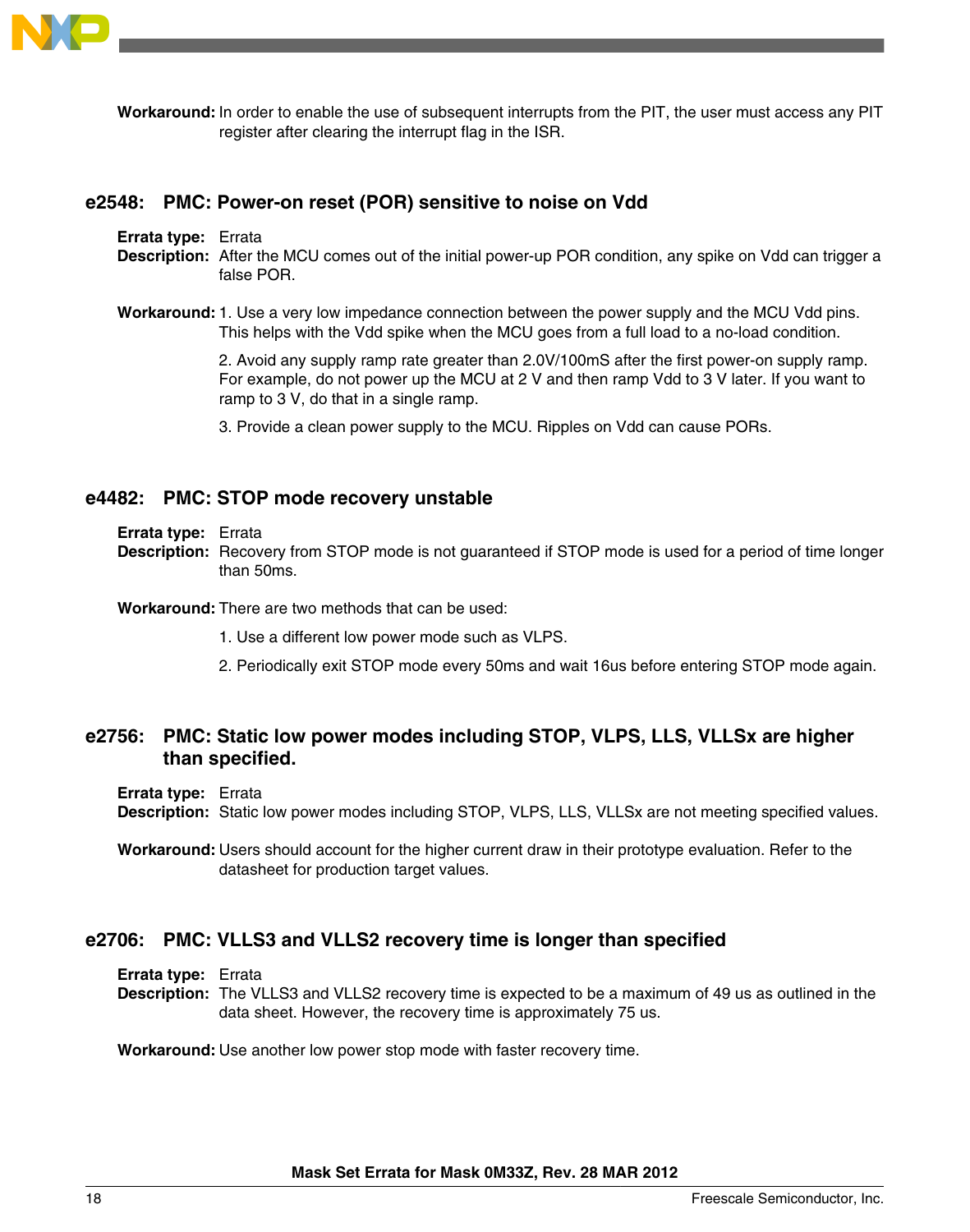**Workaround:** In order to enable the use of subsequent interrupts from the PIT, the user must access any PIT register after clearing the interrupt flag in the ISR.

## e2548: PMC: Power-on reset (POR) sensitive to noise on Vdd

**Errata type:** Errata

**Description:** After the MCU comes out of the initial power-up POR condition, any spike on Vdd can trigger a false POR.

**Workaround:** 1. Use a very low impedance connection between the power supply and the MCU Vdd pins. This helps with the Vdd spike when the MCU goes from a full load to a no-load condition.

2. Avoid any supply ramp rate greater than 2.0V/100mS after the first power-on supply ramp. For example, do not power up the MCU at 2 V and then ramp Vdd to 3 V later. If you want to ramp to 3 V, do that in a single ramp.

3. Provide a clean power supply to the MCU. Ripples on Vdd can cause PORs.

## e4482: PMC: STOP mode recovery unstable

**Errata type:** Errata

**Description:** Recovery from STOP mode is not guaranteed if STOP mode is used for a period of time longer than 50ms.

**Workaround:** There are two methods that can be used:

1. Use a different low power mode such as VLPS.
2. Periodically exit STOP mode every 50ms and wait 16us before entering STOP mode again.

## e2756: PMC: Static low power modes including STOP, VLPS, LLS, VLLSx are higher than specified.

**Errata type:** Errata

**Description:** Static low power modes including STOP, VLPS, LLS, VLLSx are not meeting specified values.

**Workaround:** Users should account for the higher current draw in their prototype evaluation. Refer to the datasheet for production target values.

## e2706: PMC: VLLS3 and VLLS2 recovery time is longer than specified

**Errata type:** Errata

**Description:** The VLLS3 and VLLS2 recovery time is expected to be a maximum of 49 us as outlined in the data sheet. However, the recovery time is approximately 75 us.

**Workaround:** Use another low power stop mode with faster recovery time.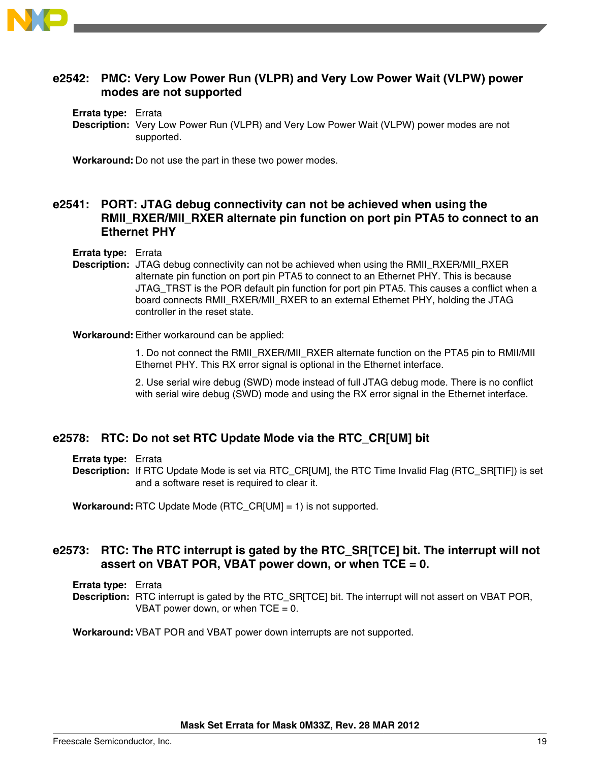## e2542: PMC: Very Low Power Run (VLPR) and Very Low Power Wait (VLPW) power modes are not supported

**Errata type:** Errata

**Description:** Very Low Power Run (VLPR) and Very Low Power Wait (VLPW) power modes are not supported.

**Workaround:** Do not use the part in these two power modes.

## e2541: PORT: JTAG debug connectivity can not be achieved when using the RMII_RXER/MII_RXER alternate pin function on port pin PTA5 to connect to an Ethernet PHY

**Errata type:** Errata

**Description:** JTAG debug connectivity can not be achieved when using the RMII_RXER/MII_RXER alternate pin function on port pin PTA5 to connect to an Ethernet PHY. This is because JTAG_TRST is the POR default pin function for port pin PTA5. This causes a conflict when a board connects RMII_RXER/MII_RXER to an external Ethernet PHY, holding the JTAG controller in the reset state.

**Workaround:** Either workaround can be applied:

1. Do not connect the RMII_RXER/MII_RXER alternate function on the PTA5 pin to RMII/MII Ethernet PHY. This RX error signal is optional in the Ethernet interface.

2. Use serial wire debug (SWD) mode instead of full JTAG debug mode. There is no conflict with serial wire debug (SWD) mode and using the RX error signal in the Ethernet interface.

## e2578: RTC: Do not set RTC Update Mode via the RTC_CR[UM] bit

**Errata type:** Errata

**Description:** If RTC Update Mode is set via RTC_CR[UM], the RTC Time Invalid Flag (RTC_SR[TIF]) is set and a software reset is required to clear it.

**Workaround:** RTC Update Mode (RTC_CR[UM] = 1) is not supported.

## e2573: RTC: The RTC interrupt is gated by the RTC_SR[TCE] bit. The interrupt will not assert on VBAT POR, VBAT power down, or when TCE = 0.

**Errata type:** Errata

**Description:** RTC interrupt is gated by the RTC_SR[TCE] bit. The interrupt will not assert on VBAT POR, VBAT power down, or when TCE = 0.

**Workaround:** VBAT POR and VBAT power down interrupts are not supported.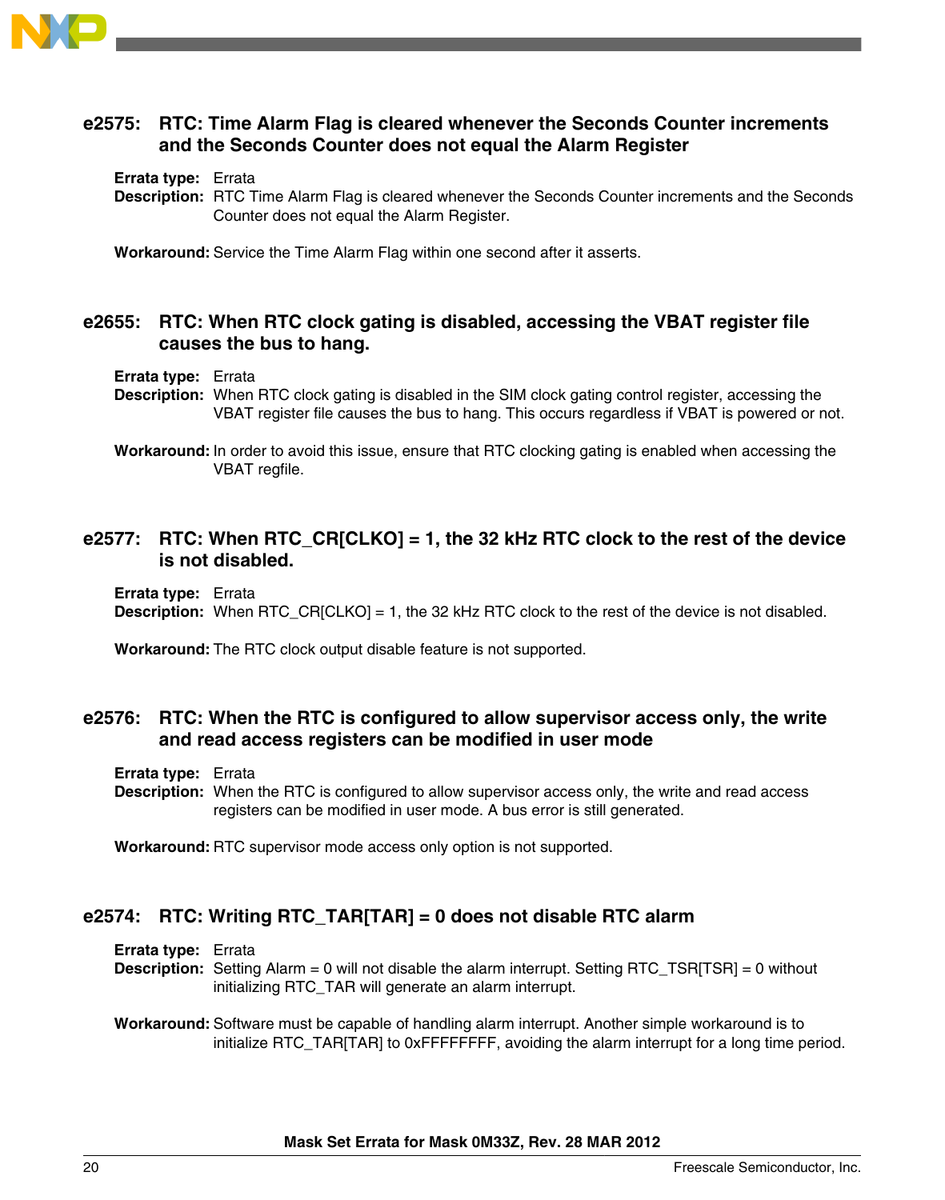### e2575: RTC: Time Alarm Flag is cleared whenever the Seconds Counter increments and the Seconds Counter does not equal the Alarm Register

**Errata type:** Errata

**Description:** RTC Time Alarm Flag is cleared whenever the Seconds Counter increments and the Seconds Counter does not equal the Alarm Register.

**Workaround:** Service the Time Alarm Flag within one second after it asserts.

### e2655: RTC: When RTC clock gating is disabled, accessing the VBAT register file causes the bus to hang.

**Errata type:** Errata

**Description:** When RTC clock gating is disabled in the SIM clock gating control register, accessing the VBAT register file causes the bus to hang. This occurs regardless if VBAT is powered or not.

**Workaround:** In order to avoid this issue, ensure that RTC clocking gating is enabled when accessing the VBAT regfile.

### e2577: RTC: When RTC_CR[CLKO] = 1, the 32 kHz RTC clock to the rest of the device is not disabled.

**Errata type:** Errata

**Description:** When RTC_CR[CLKO] = 1, the 32 kHz RTC clock to the rest of the device is not disabled.

**Workaround:** The RTC clock output disable feature is not supported.

### e2576: RTC: When the RTC is configured to allow supervisor access only, the write and read access registers can be modified in user mode

**Errata type:** Errata

**Description:** When the RTC is configured to allow supervisor access only, the write and read access registers can be modified in user mode. A bus error is still generated.

**Workaround:** RTC supervisor mode access only option is not supported.

### e2574: RTC: Writing RTC_TAR[TAR] = 0 does not disable RTC alarm

**Errata type:** Errata

**Description:** Setting Alarm = 0 will not disable the alarm interrupt. Setting RTC_TSR[TSR] = 0 without initializing RTC_TAR will generate an alarm interrupt.

**Workaround:** Software must be capable of handling alarm interrupt. Another simple workaround is to initialize RTC_TAR[TAR] to 0xFFFFFFFF, avoiding the alarm interrupt for a long time period.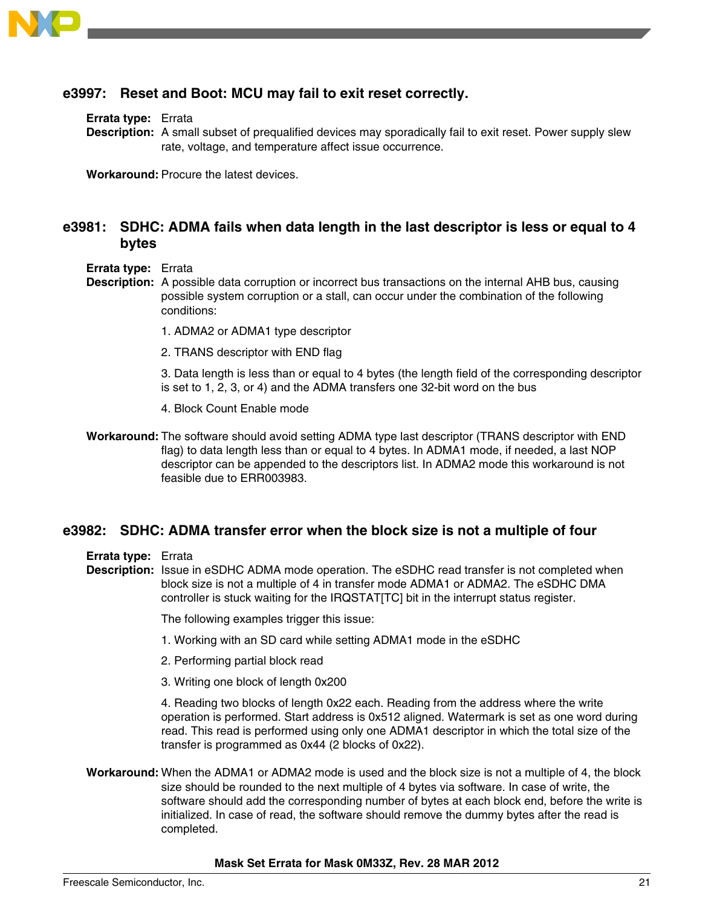## e3997: Reset and Boot: MCU may fail to exit reset correctly.

**Errata type:** Errata

**Description:** A small subset of prequalified devices may sporadically fail to exit reset. Power supply slew rate, voltage, and temperature affect issue occurrence.

**Workaround:** Procure the latest devices.

## e3981: SDHC: ADMA fails when data length in the last descriptor is less or equal to 4 bytes

**Errata type:** Errata

**Description:** A possible data corruption or incorrect bus transactions on the internal AHB bus, causing possible system corruption or a stall, can occur under the combination of the following conditions:

1. ADMA2 or ADMA1 type descriptor

2. TRANS descriptor with END flag

3. Data length is less than or equal to 4 bytes (the length field of the corresponding descriptor is set to 1, 2, 3, or 4) and the ADMA transfers one 32-bit word on the bus

4. Block Count Enable mode

**Workaround:** The software should avoid setting ADMA type last descriptor (TRANS descriptor with END flag) to data length less than or equal to 4 bytes. In ADMA1 mode, if needed, a last NOP descriptor can be appended to the descriptors list. In ADMA2 mode this workaround is not feasible due to ERR003983.

## e3982: SDHC: ADMA transfer error when the block size is not a multiple of four

**Errata type:** Errata

**Description:** Issue in eSDHC ADMA mode operation. The eSDHC read transfer is not completed when block size is not a multiple of 4 in transfer mode ADMA1 or ADMA2. The eSDHC DMA controller is stuck waiting for the IRQSTAT[TC] bit in the interrupt status register.

The following examples trigger this issue:

1. Working with an SD card while setting ADMA1 mode in the eSDHC

2. Performing partial block read

3. Writing one block of length 0x200

4. Reading two blocks of length 0x22 each. Reading from the address where the write operation is performed. Start address is 0x512 aligned. Watermark is set as one word during read. This read is performed using only one ADMA1 descriptor in which the total size of the transfer is programmed as 0x44 (2 blocks of 0x22).

**Workaround:** When the ADMA1 or ADMA2 mode is used and the block size is not a multiple of 4, the block size should be rounded to the next multiple of 4 bytes via software. In case of write, the software should add the corresponding number of bytes at each block end, before the write is initialized. In case of read, the software should remove the dummy bytes after the read is completed.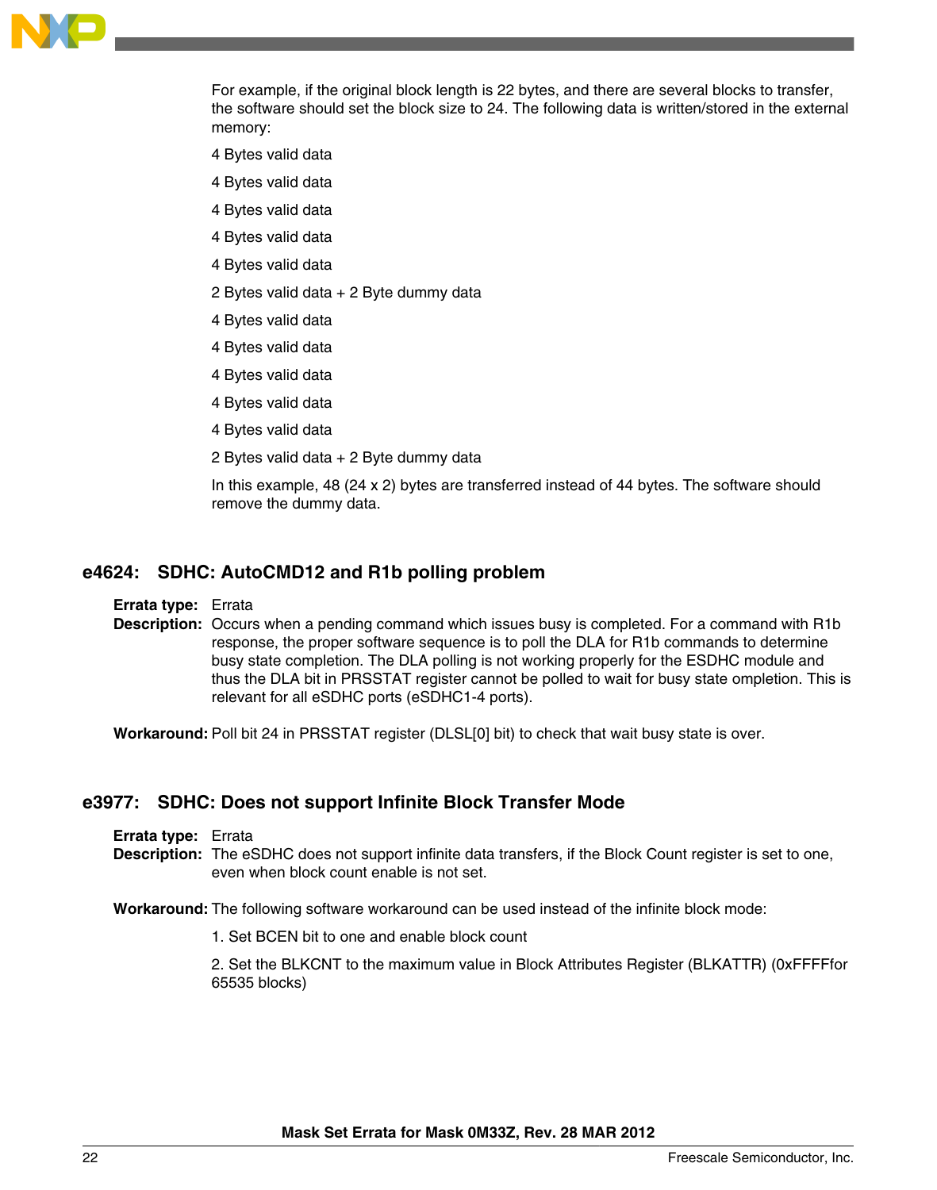For example, if the original block length is 22 bytes, and there are several blocks to transfer, the software should set the block size to 24. The following data is written/stored in the external memory:

4 Bytes valid data

4 Bytes valid data

4 Bytes valid data

4 Bytes valid data

4 Bytes valid data

2 Bytes valid data + 2 Byte dummy data

4 Bytes valid data

4 Bytes valid data

4 Bytes valid data

4 Bytes valid data

4 Bytes valid data

2 Bytes valid data + 2 Byte dummy data

In this example, 48 (24 x 2) bytes are transferred instead of 44 bytes. The software should remove the dummy data.

## e4624: SDHC: AutoCMD12 and R1b polling problem

**Errata type:** Errata

**Description:** Occurs when a pending command which issues busy is completed. For a command with R1b response, the proper software sequence is to poll the DLA for R1b commands to determine busy state completion. The DLA polling is not working properly for the ESDHC module and thus the DLA bit in PRSSTAT register cannot be polled to wait for busy state ompletion. This is relevant for all eSDHC ports (eSDHC1-4 ports).

**Workaround:** Poll bit 24 in PRSSTAT register (DLSL[0] bit) to check that wait busy state is over.

## e3977: SDHC: Does not support Infinite Block Transfer Mode

**Errata type:** Errata

**Description:** The eSDHC does not support infinite data transfers, if the Block Count register is set to one, even when block count enable is not set.

**Workaround:** The following software workaround can be used instead of the infinite block mode:

1. Set BCEN bit to one and enable block count

2. Set the BLKCNT to the maximum value in Block Attributes Register (BLKATTR) (0xFFFFfor 65535 blocks)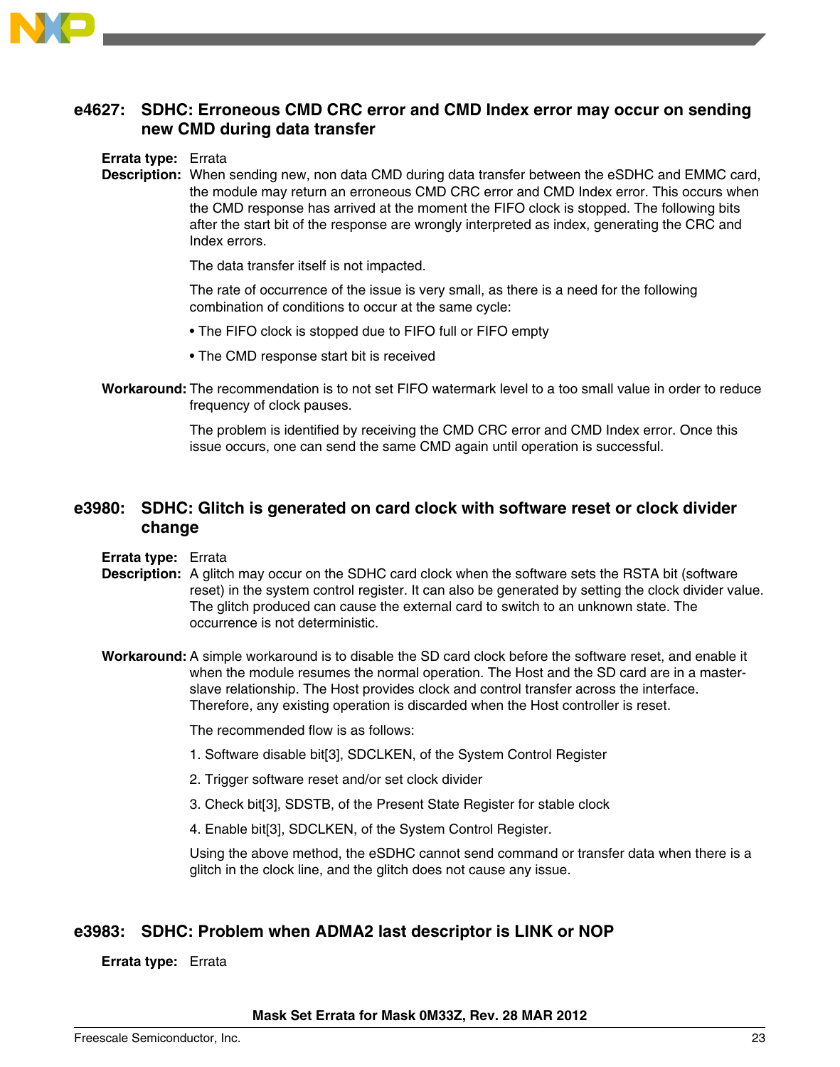## e4627: SDHC: Erroneous CMD CRC error and CMD Index error may occur on sending new CMD during data transfer

**Errata type:** Errata

**Description:** When sending new, non data CMD during data transfer between the eSDHC and EMMC card, the module may return an erroneous CMD CRC error and CMD Index error. This occurs when the CMD response has arrived at the moment the FIFO clock is stopped. The following bits after the start bit of the response are wrongly interpreted as index, generating the CRC and Index errors.

The data transfer itself is not impacted.

The rate of occurrence of the issue is very small, as there is a need for the following combination of conditions to occur at the same cycle:

- The FIFO clock is stopped due to FIFO full or FIFO empty
- The CMD response start bit is received

**Workaround:** The recommendation is to not set FIFO watermark level to a too small value in order to reduce frequency of clock pauses.

The problem is identified by receiving the CMD CRC error and CMD Index error. Once this issue occurs, one can send the same CMD again until operation is successful.

## e3980: SDHC: Glitch is generated on card clock with software reset or clock divider change

**Errata type:** Errata

**Description:** A glitch may occur on the SDHC card clock when the software sets the RSTA bit (software reset) in the system control register. It can also be generated by setting the clock divider value. The glitch produced can cause the external card to switch to an unknown state. The occurrence is not deterministic.

**Workaround:** A simple workaround is to disable the SD card clock before the software reset, and enable it when the module resumes the normal operation. The Host and the SD card are in a master-slave relationship. The Host provides clock and control transfer across the interface. Therefore, any existing operation is discarded when the Host controller is reset.

The recommended flow is as follows:

1. Software disable bit[3], SDCLKEN, of the System Control Register
2. Trigger software reset and/or set clock divider
3. Check bit[3], SDSTB, of the Present State Register for stable clock
4. Enable bit[3], SDCLKEN, of the System Control Register.

Using the above method, the eSDHC cannot send command or transfer data when there is a glitch in the clock line, and the glitch does not cause any issue.

## e3983: SDHC: Problem when ADMA2 last descriptor is LINK or NOP

**Errata type:** Errata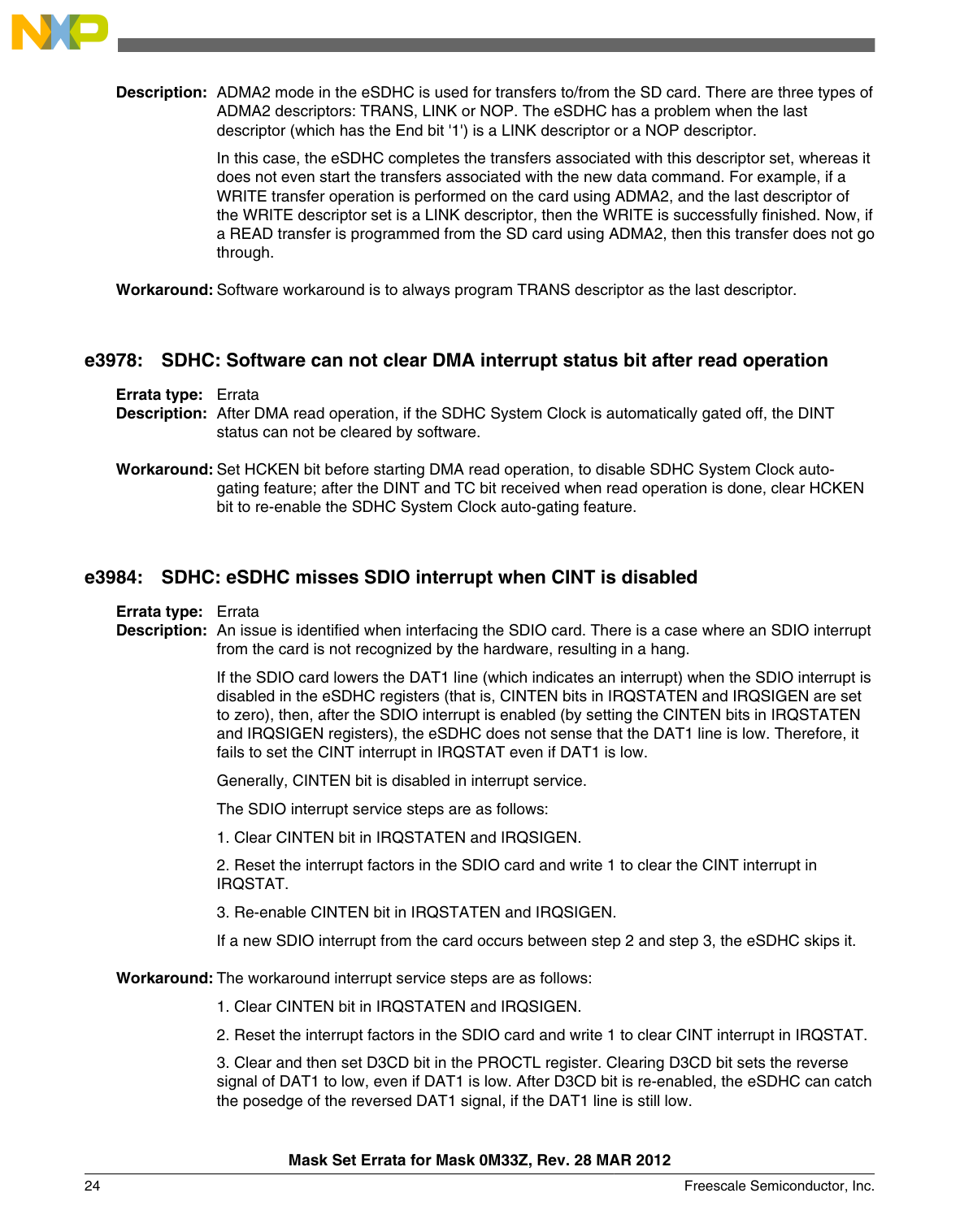**Description:** ADMA2 mode in the eSDHC is used for transfers to/from the SD card. There are three types of ADMA2 descriptors: TRANS, LINK or NOP. The eSDHC has a problem when the last descriptor (which has the End bit '1') is a LINK descriptor or a NOP descriptor.

In this case, the eSDHC completes the transfers associated with this descriptor set, whereas it does not even start the transfers associated with the new data command. For example, if a WRITE transfer operation is performed on the card using ADMA2, and the last descriptor of the WRITE descriptor set is a LINK descriptor, then the WRITE is successfully finished. Now, if a READ transfer is programmed from the SD card using ADMA2, then this transfer does not go through.

**Workaround:** Software workaround is to always program TRANS descriptor as the last descriptor.

## e3978: SDHC: Software can not clear DMA interrupt status bit after read operation

**Errata type:** Errata

**Description:** After DMA read operation, if the SDHC System Clock is automatically gated off, the DINT status can not be cleared by software.

**Workaround:** Set HCKEN bit before starting DMA read operation, to disable SDHC System Clock auto-gating feature; after the DINT and TC bit received when read operation is done, clear HCKEN bit to re-enable the SDHC System Clock auto-gating feature.

## e3984: SDHC: eSDHC misses SDIO interrupt when CINT is disabled

**Errata type:** Errata

**Description:** An issue is identified when interfacing the SDIO card. There is a case where an SDIO interrupt from the card is not recognized by the hardware, resulting in a hang.

If the SDIO card lowers the DAT1 line (which indicates an interrupt) when the SDIO interrupt is disabled in the eSDHC registers (that is, CINTEN bits in IRQSTATEN and IRQSIGEN are set to zero), then, after the SDIO interrupt is enabled (by setting the CINTEN bits in IRQSTATEN and IRQSIGEN registers), the eSDHC does not sense that the DAT1 line is low. Therefore, it fails to set the CINT interrupt in IRQSTAT even if DAT1 is low.

Generally, CINTEN bit is disabled in interrupt service.

The SDIO interrupt service steps are as follows:

1. Clear CINTEN bit in IRQSTATEN and IRQSIGEN.

2. Reset the interrupt factors in the SDIO card and write 1 to clear the CINT interrupt in IRQSTAT.

3. Re-enable CINTEN bit in IRQSTATEN and IRQSIGEN.

If a new SDIO interrupt from the card occurs between step 2 and step 3, the eSDHC skips it.

**Workaround:** The workaround interrupt service steps are as follows:

1. Clear CINTEN bit in IRQSTATEN and IRQSIGEN.

2. Reset the interrupt factors in the SDIO card and write 1 to clear CINT interrupt in IRQSTAT.

3. Clear and then set D3CD bit in the PROCTL register. Clearing D3CD bit sets the reverse signal of DAT1 to low, even if DAT1 is low. After D3CD bit is re-enabled, the eSDHC can catch the posedge of the reversed DAT1 signal, if the DAT1 line is still low.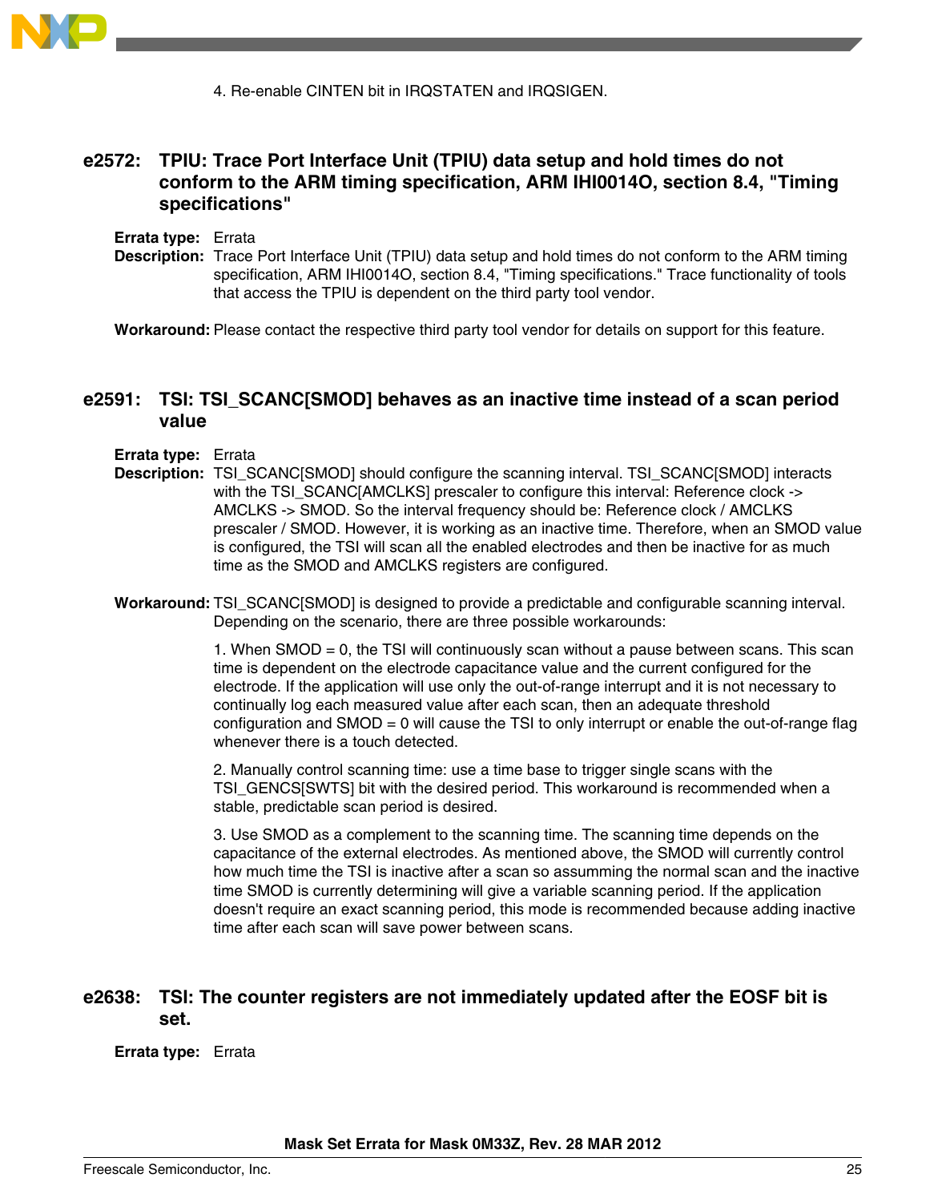4. Re-enable CINTEN bit in IRQSTATEN and IRQSIGEN.

## e2572: TPIU: Trace Port Interface Unit (TPIU) data setup and hold times do not conform to the ARM timing specification, ARM IHI0014O, section 8.4, "Timing specifications"

**Errata type:** Errata

**Description:** Trace Port Interface Unit (TPIU) data setup and hold times do not conform to the ARM timing specification, ARM IHI0014O, section 8.4, "Timing specifications." Trace functionality of tools that access the TPIU is dependent on the third party tool vendor.

**Workaround:** Please contact the respective third party tool vendor for details on support for this feature.

## e2591: TSI: TSI_SCANC[SMOD] behaves as an inactive time instead of a scan period value

**Errata type:** Errata

**Description:** TSI_SCANC[SMOD] should configure the scanning interval. TSI_SCANC[SMOD] interacts with the TSI_SCANC[AMCLKS] prescaler to configure this interval: Reference clock -> AMCLKS -> SMOD. So the interval frequency should be: Reference clock / AMCLKS prescaler / SMOD. However, it is working as an inactive time. Therefore, when an SMOD value is configured, the TSI will scan all the enabled electrodes and then be inactive for as much time as the SMOD and AMCLKS registers are configured.

**Workaround:** TSI_SCANC[SMOD] is designed to provide a predictable and configurable scanning interval. Depending on the scenario, there are three possible workarounds:

1. When SMOD = 0, the TSI will continuously scan without a pause between scans. This scan time is dependent on the electrode capacitance value and the current configured for the electrode. If the application will use only the out-of-range interrupt and it is not necessary to continually log each measured value after each scan, then an adequate threshold configuration and SMOD = 0 will cause the TSI to only interrupt or enable the out-of-range flag whenever there is a touch detected.

2. Manually control scanning time: use a time base to trigger single scans with the TSI_GENCS[SWTS] bit with the desired period. This workaround is recommended when a stable, predictable scan period is desired.

3. Use SMOD as a complement to the scanning time. The scanning time depends on the capacitance of the external electrodes. As mentioned above, the SMOD will currently control how much time the TSI is inactive after a scan so assumming the normal scan and the inactive time SMOD is currently determining will give a variable scanning period. If the application doesn't require an exact scanning period, this mode is recommended because adding inactive time after each scan will save power between scans.

## e2638: TSI: The counter registers are not immediately updated after the EOSF bit is set.

**Errata type:** Errata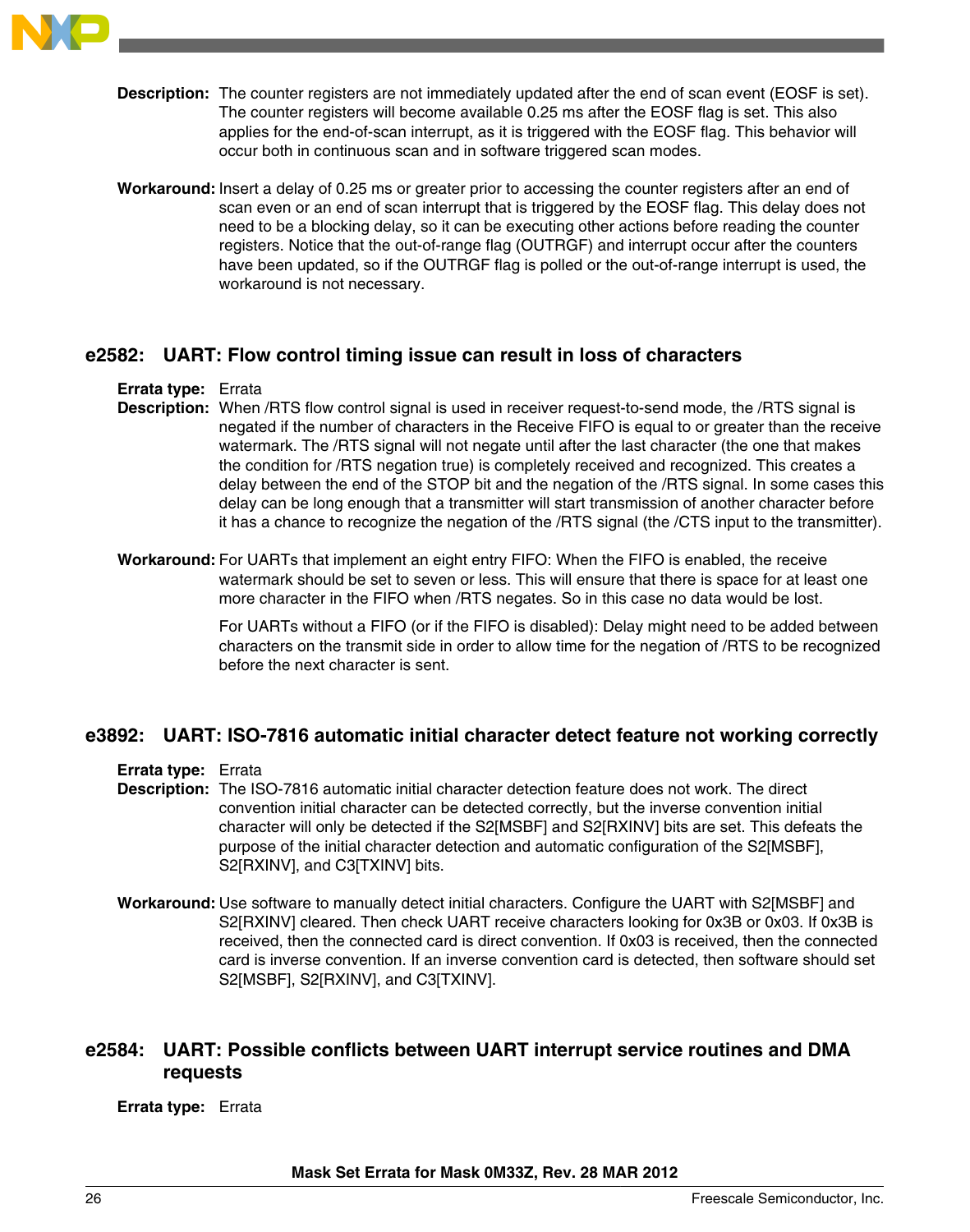**Description:** The counter registers are not immediately updated after the end of scan event (EOSF is set). The counter registers will become available 0.25 ms after the EOSF flag is set. This also applies for the end-of-scan interrupt, as it is triggered with the EOSF flag. This behavior will occur both in continuous scan and in software triggered scan modes.

**Workaround:** Insert a delay of 0.25 ms or greater prior to accessing the counter registers after an end of scan even or an end of scan interrupt that is triggered by the EOSF flag. This delay does not need to be a blocking delay, so it can be executing other actions before reading the counter registers. Notice that the out-of-range flag (OUTRGF) and interrupt occur after the counters have been updated, so if the OUTRGF flag is polled or the out-of-range interrupt is used, the workaround is not necessary.

## e2582: UART: Flow control timing issue can result in loss of characters

**Errata type:** Errata

**Description:** When /RTS flow control signal is used in receiver request-to-send mode, the /RTS signal is negated if the number of characters in the Receive FIFO is equal to or greater than the receive watermark. The /RTS signal will not negate until after the last character (the one that makes the condition for /RTS negation true) is completely received and recognized. This creates a delay between the end of the STOP bit and the negation of the /RTS signal. In some cases this delay can be long enough that a transmitter will start transmission of another character before it has a chance to recognize the negation of the /RTS signal (the /CTS input to the transmitter).

**Workaround:** For UARTs that implement an eight entry FIFO: When the FIFO is enabled, the receive watermark should be set to seven or less. This will ensure that there is space for at least one more character in the FIFO when /RTS negates. So in this case no data would be lost.

For UARTs without a FIFO (or if the FIFO is disabled): Delay might need to be added between characters on the transmit side in order to allow time for the negation of /RTS to be recognized before the next character is sent.

## e3892: UART: ISO-7816 automatic initial character detect feature not working correctly

**Errata type:** Errata

**Description:** The ISO-7816 automatic initial character detection feature does not work. The direct convention initial character can be detected correctly, but the inverse convention initial character will only be detected if the S2[MSBF] and S2[RXINV] bits are set. This defeats the purpose of the initial character detection and automatic configuration of the S2[MSBF], S2[RXINV], and C3[TXINV] bits.

**Workaround:** Use software to manually detect initial characters. Configure the UART with S2[MSBF] and S2[RXINV] cleared. Then check UART receive characters looking for 0x3B or 0x03. If 0x3B is received, then the connected card is direct convention. If 0x03 is received, then the connected card is inverse convention. If an inverse convention card is detected, then software should set S2[MSBF], S2[RXINV], and C3[TXINV].

## e2584: UART: Possible conflicts between UART interrupt service routines and DMA requests

**Errata type:** Errata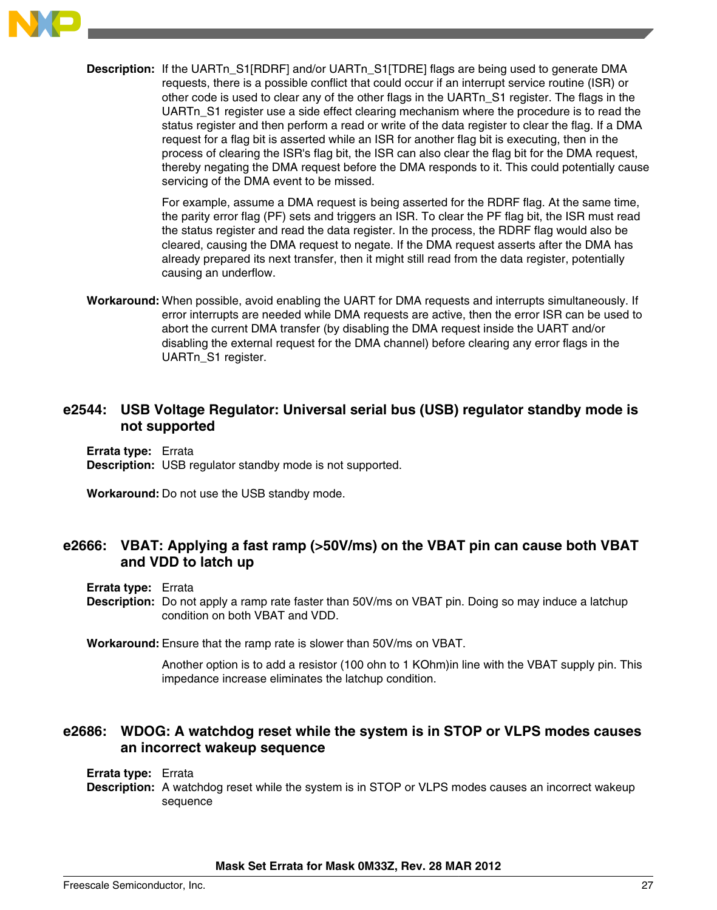**Description:** If the UARTn_S1[RDRF] and/or UARTn_S1[TDRE] flags are being used to generate DMA requests, there is a possible conflict that could occur if an interrupt service routine (ISR) or other code is used to clear any of the other flags in the UARTn_S1 register. The flags in the UARTn_S1 register use a side effect clearing mechanism where the procedure is to read the status register and then perform a read or write of the data register to clear the flag. If a DMA request for a flag bit is asserted while an ISR for another flag bit is executing, then in the process of clearing the ISR's flag bit, the ISR can also clear the flag bit for the DMA request, thereby negating the DMA request before the DMA responds to it. This could potentially cause servicing of the DMA event to be missed.

For example, assume a DMA request is being asserted for the RDRF flag. At the same time, the parity error flag (PF) sets and triggers an ISR. To clear the PF flag bit, the ISR must read the status register and read the data register. In the process, the RDRF flag would also be cleared, causing the DMA request to negate. If the DMA request asserts after the DMA has already prepared its next transfer, then it might still read from the data register, potentially causing an underflow.

**Workaround:** When possible, avoid enabling the UART for DMA requests and interrupts simultaneously. If error interrupts are needed while DMA requests are active, then the error ISR can be used to abort the current DMA transfer (by disabling the DMA request inside the UART and/or disabling the external request for the DMA channel) before clearing any error flags in the UARTn_S1 register.

## e2544: USB Voltage Regulator: Universal serial bus (USB) regulator standby mode is not supported

**Errata type:** Errata

**Description:** USB regulator standby mode is not supported.

**Workaround:** Do not use the USB standby mode.

## e2666: VBAT: Applying a fast ramp (>50V/ms) on the VBAT pin can cause both VBAT and VDD to latch up

**Errata type:** Errata

**Description:** Do not apply a ramp rate faster than 50V/ms on VBAT pin. Doing so may induce a latchup condition on both VBAT and VDD.

**Workaround:** Ensure that the ramp rate is slower than 50V/ms on VBAT.

Another option is to add a resistor (100 ohn to 1 KOhm)in line with the VBAT supply pin. This impedance increase eliminates the latchup condition.

## e2686: WDOG: A watchdog reset while the system is in STOP or VLPS modes causes an incorrect wakeup sequence

**Errata type:** Errata

**Description:** A watchdog reset while the system is in STOP or VLPS modes causes an incorrect wakeup sequence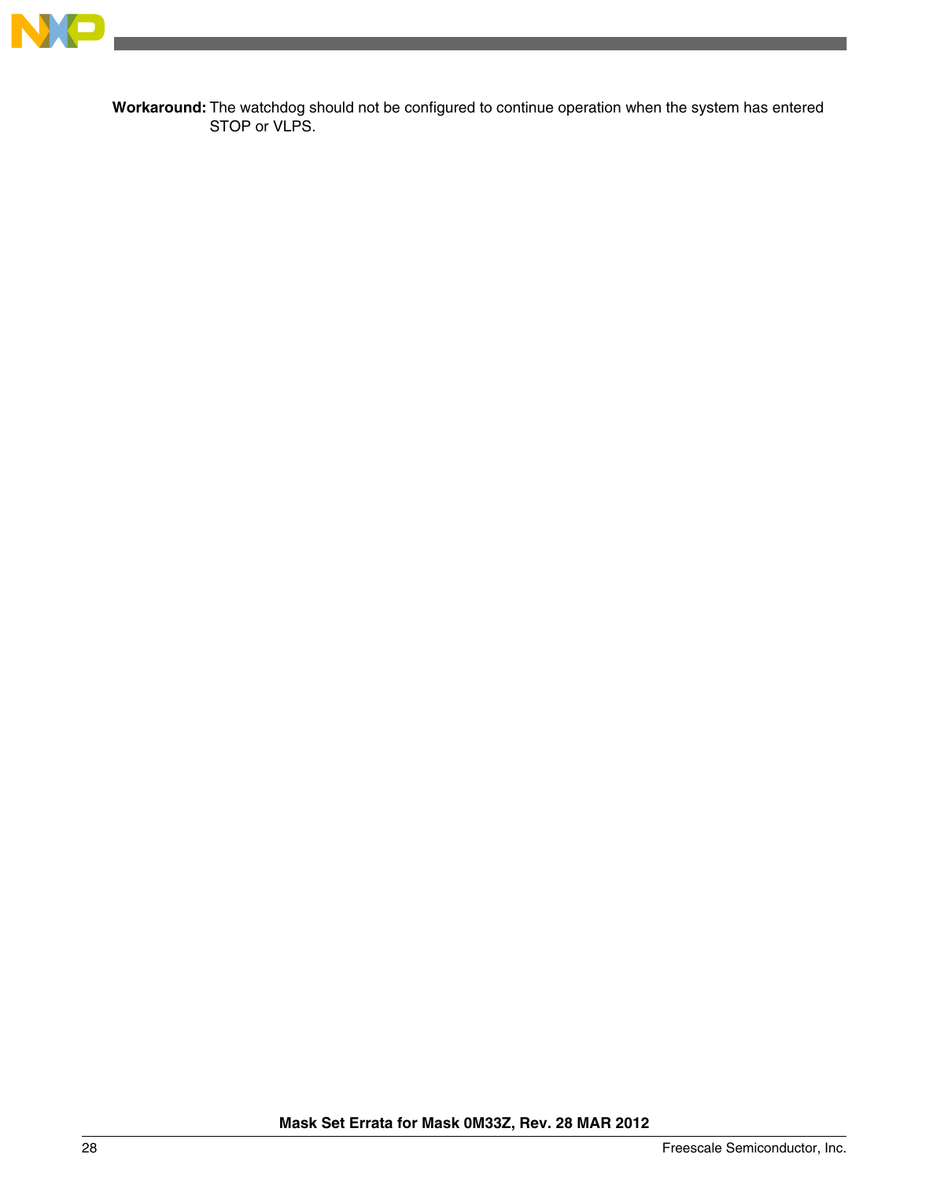**Workaround:** The watchdog should not be configured to continue operation when the system has entered STOP or VLPS.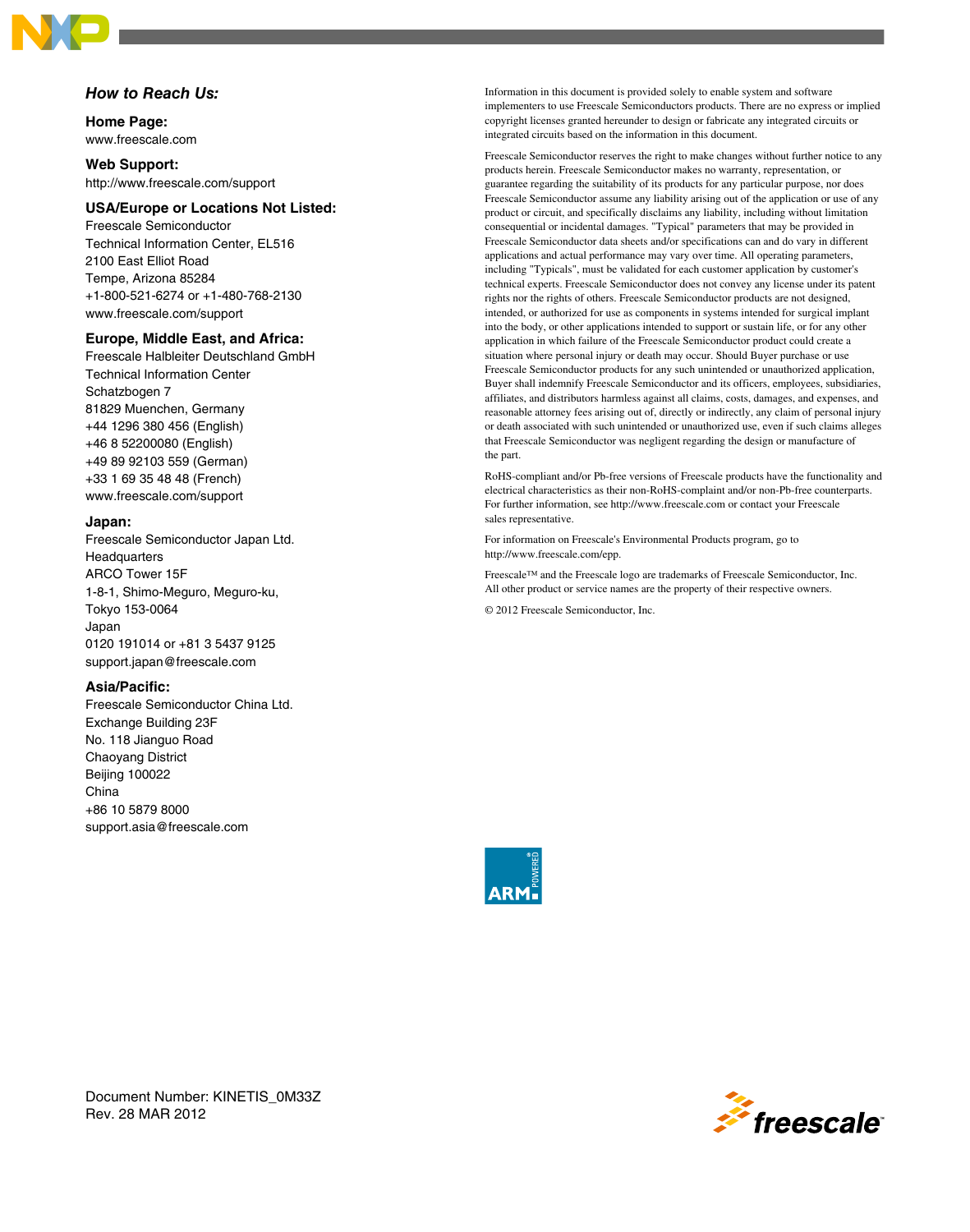### *How to Reach Us:*

**Home Page:**
www.freescale.com

**Web Support:**
http://www.freescale.com/support

**USA/Europe or Locations Not Listed:**
Freescale Semiconductor
Technical Information Center, EL516
2100 East Elliot Road
Tempe, Arizona 85284
+1-800-521-6274 or +1-480-768-2130
www.freescale.com/support

**Europe, Middle East, and Africa:**
Freescale Halbleiter Deutschland GmbH
Technical Information Center
Schatzbogen 7
81829 Muenchen, Germany
+44 1296 380 456 (English)
+46 8 52200080 (English)
+49 89 92103 559 (German)
+33 1 69 35 48 48 (French)
www.freescale.com/support

**Japan:**
Freescale Semiconductor Japan Ltd.
Headquarters
ARCO Tower 15F
1-8-1, Shimo-Meguro, Meguro-ku,
Tokyo 153-0064
Japan
0120 191014 or +81 3 5437 9125
support.japan@freescale.com

**Asia/Pacific:**
Freescale Semiconductor China Ltd.
Exchange Building 23F
No. 118 Jianguo Road
Chaoyang District
Beijing 100022
China
+86 10 5879 8000
support.asia@freescale.com

Information in this document is provided solely to enable system and software implementers to use Freescale Semiconductors products. There are no express or implied copyright licenses granted hereunder to design or fabricate any integrated circuits or integrated circuits based on the information in this document.

Freescale Semiconductor reserves the right to make changes without further notice to any products herein. Freescale Semiconductor makes no warranty, representation, or guarantee regarding the suitability of its products for any particular purpose, nor does Freescale Semiconductor assume any liability arising out of the application or use of any product or circuit, and specifically disclaims any liability, including without limitation consequential or incidental damages. "Typical" parameters that may be provided in Freescale Semiconductor data sheets and/or specifications can and do vary in different applications and actual performance may vary over time. All operating parameters, including "Typicals", must be validated for each customer application by customer's technical experts. Freescale Semiconductor does not convey any license under its patent rights nor the rights of others. Freescale Semiconductor products are not designed, intended, or authorized for use as components in systems intended for surgical implant into the body, or other applications intended to support or sustain life, or for any other application in which failure of the Freescale Semiconductor product could create a situation where personal injury or death may occur. Should Buyer purchase or use Freescale Semiconductor products for any such unintended or unauthorized application, Buyer shall indemnify Freescale Semiconductor and its officers, employees, subsidiaries, affiliates, and distributors harmless against all claims, costs, damages, and expenses, and reasonable attorney fees arising out of, directly or indirectly, any claim of personal injury or death associated with such unintended or unauthorized use, even if such claims alleges that Freescale Semiconductor was negligent regarding the design or manufacture of the part.

RoHS-compliant and/or Pb-free versions of Freescale products have the functionality and electrical characteristics as their non-RoHS-complaint and/or non-Pb-free counterparts. For further information, see http://www.freescale.com or contact your Freescale sales representative.

For information on Freescale's Environmental Products program, go to http://www.freescale.com/epp.

Freescale™ and the Freescale logo are trademarks of Freescale Semiconductor, Inc. All other product or service names are the property of their respective owners.

© 2012 Freescale Semiconductor, Inc.

Document Number: KINETIS_0M33Z
Rev. 28 MAR 2012